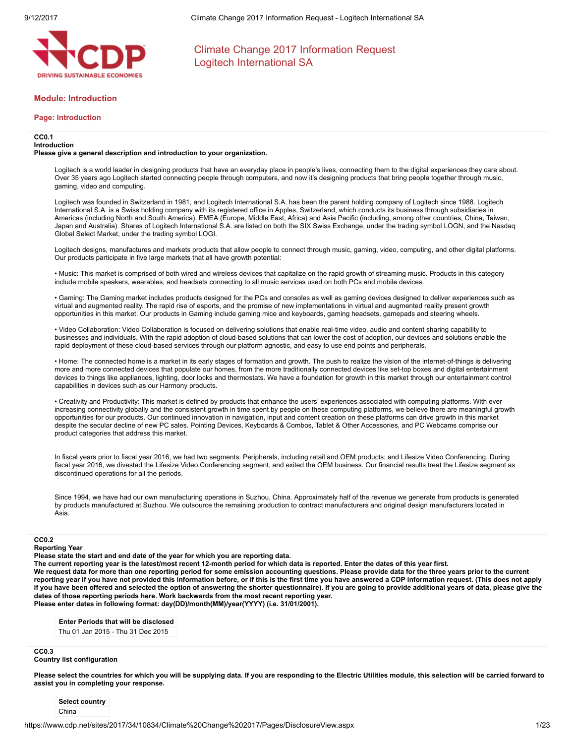# Climate Change 2017 Information Request
# Logitech International SA

## Module: Introduction

### Page: Introduction

**CC0.1**
**Introduction**
**Please give a general description and introduction to your organization.**

Logitech is a world leader in designing products that have an everyday place in people's lives, connecting them to the digital experiences they care about. Over 35 years ago Logitech started connecting people through computers, and now it's designing products that bring people together through music, gaming, video and computing.

Logitech was founded in Switzerland in 1981, and Logitech International S.A. has been the parent holding company of Logitech since 1988. Logitech International S.A. is a Swiss holding company with its registered office in Apples, Switzerland, which conducts its business through subsidiaries in Americas (including North and South America), EMEA (Europe, Middle East, Africa) and Asia Pacific (including, among other countries, China, Taiwan, Japan and Australia). Shares of Logitech International S.A. are listed on both the SIX Swiss Exchange, under the trading symbol LOGN, and the Nasdaq Global Select Market, under the trading symbol LOGI.

Logitech designs, manufactures and markets products that allow people to connect through music, gaming, video, computing, and other digital platforms. Our products participate in five large markets that all have growth potential:

• Music: This market is comprised of both wired and wireless devices that capitalize on the rapid growth of streaming music. Products in this category include mobile speakers, wearables, and headsets connecting to all music services used on both PCs and mobile devices.

• Gaming: The Gaming market includes products designed for the PCs and consoles as well as gaming devices designed to deliver experiences such as virtual and augmented reality. The rapid rise of esports, and the promise of new implementations in virtual and augmented reality present growth opportunities in this market. Our products in Gaming include gaming mice and keyboards, gaming headsets, gamepads and steering wheels.

• Video Collaboration: Video Collaboration is focused on delivering solutions that enable real-time video, audio and content sharing capability to businesses and individuals. With the rapid adoption of cloud-based solutions that can lower the cost of adoption, our devices and solutions enable the rapid deployment of these cloud-based services through our platform agnostic, and easy to use end points and peripherals.

• Home: The connected home is a market in its early stages of formation and growth. The push to realize the vision of the internet-of-things is delivering more and more connected devices that populate our homes, from the more traditionally connected devices like set-top boxes and digital entertainment devices to things like appliances, lighting, door locks and thermostats. We have a foundation for growth in this market through our entertainment control capabilities in devices such as our Harmony products.

• Creativity and Productivity: This market is defined by products that enhance the users' experiences associated with computing platforms. With ever increasing connectivity globally and the consistent growth in time spent by people on these computing platforms, we believe there are meaningful growth opportunities for our products. Our continued innovation in navigation, input and content creation on these platforms can drive growth in this market despite the secular decline of new PC sales. Pointing Devices, Keyboards & Combos, Tablet & Other Accessories, and PC Webcams comprise our product categories that address this market.

In fiscal years prior to fiscal year 2016, we had two segments: Peripherals, including retail and OEM products; and Lifesize Video Conferencing. During fiscal year 2016, we divested the Lifesize Video Conferencing segment, and exited the OEM business. Our financial results treat the Lifesize segment as discontinued operations for all the periods.

Since 1994, we have had our own manufacturing operations in Suzhou, China. Approximately half of the revenue we generate from products is generated by products manufactured at Suzhou. We outsource the remaining production to contract manufacturers and original design manufacturers located in Asia.

**CC0.2**
**Reporting Year**
**Please state the start and end date of the year for which you are reporting data.**
**The current reporting year is the latest/most recent 12-month period for which data is reported. Enter the dates of this year first.**
**We request data for more than one reporting period for some emission accounting questions. Please provide data for the three years prior to the current reporting year if you have not provided this information before, or if this is the first time you have answered a CDP information request. (This does not apply if you have been offered and selected the option of answering the shorter questionnaire). If you are going to provide additional years of data, please give the dates of those reporting periods here. Work backwards from the most recent reporting year.**
**Please enter dates in following format: day(DD)/month(MM)/year(YYYY) (i.e. 31/01/2001).**

| Enter Periods that will be disclosed |
|---|
| Thu 01 Jan 2015 - Thu 31 Dec 2015 |

**CC0.3**
**Country list configuration**

**Please select the countries for which you will be supplying data. If you are responding to the Electric Utilities module, this selection will be carried forward to assist you in completing your response.**

| Select country |
|---|
| China |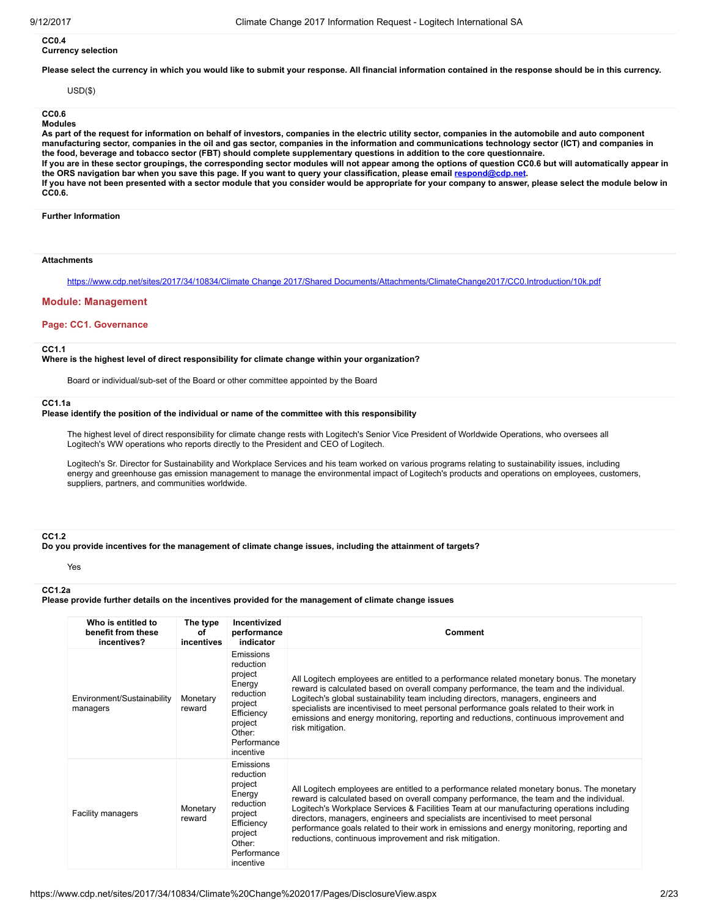**CC0.4**
**Currency selection**

**Please select the currency in which you would like to submit your response. All financial information contained in the response should be in this currency.**

USD($)

**CC0.6**
**Modules**
**As part of the request for information on behalf of investors, companies in the electric utility sector, companies in the automobile and auto component manufacturing sector, companies in the oil and gas sector, companies in the information and communications technology sector (ICT) and companies in the food, beverage and tobacco sector (FBT) should complete supplementary questions in addition to the core questionnaire.**
**If you are in these sector groupings, the corresponding sector modules will not appear among the options of question CC0.6 but will automatically appear in the ORS navigation bar when you save this page. If you want to query your classification, please email respond@cdp.net.**
**If you have not been presented with a sector module that you consider would be appropriate for your company to answer, please select the module below in CC0.6.**

**Further Information**

**Attachments**

https://www.cdp.net/sites/2017/34/10834/Climate Change 2017/Shared Documents/Attachments/ClimateChange2017/CC0.Introduction/10k.pdf

## Module: Management

### Page: CC1. Governance

**CC1.1**
**Where is the highest level of direct responsibility for climate change within your organization?**

Board or individual/sub-set of the Board or other committee appointed by the Board

**CC1.1a**
**Please identify the position of the individual or name of the committee with this responsibility**

The highest level of direct responsibility for climate change rests with Logitech's Senior Vice President of Worldwide Operations, who oversees all Logitech's WW operations who reports directly to the President and CEO of Logitech.

Logitech's Sr. Director for Sustainability and Workplace Services and his team worked on various programs relating to sustainability issues, including energy and greenhouse gas emission management to manage the environmental impact of Logitech's products and operations on employees, customers, suppliers, partners, and communities worldwide.

**CC1.2**
**Do you provide incentives for the management of climate change issues, including the attainment of targets?**

Yes

**CC1.2a**
**Please provide further details on the incentives provided for the management of climate change issues**

| Who is entitled to benefit from these incentives? | The type of incentives | Incentivized performance indicator | Comment |
|---|---|---|---|
| Environment/Sustainability managers | Monetary reward | Emissions reduction project<br>Energy reduction project<br>Efficiency project<br>Other: Performance incentive | All Logitech employees are entitled to a performance related monetary bonus. The monetary reward is calculated based on overall company performance, the team and the individual. Logitech's global sustainability team including directors, managers, engineers and specialists are incentivised to meet personal performance goals related to their work in emissions and energy monitoring, reporting and reductions, continuous improvement and risk mitigation. |
| Facility managers | Monetary reward | Emissions reduction project<br>Energy reduction project<br>Efficiency project<br>Other: Performance incentive | All Logitech employees are entitled to a performance related monetary bonus. The monetary reward is calculated based on overall company performance, the team and the individual. Logitech's Workplace Services & Facilities Team at our manufacturing operations including directors, managers, engineers and specialists are incentivised to meet personal performance goals related to their work in emissions and energy monitoring, reporting and reductions, continuous improvement and risk mitigation. |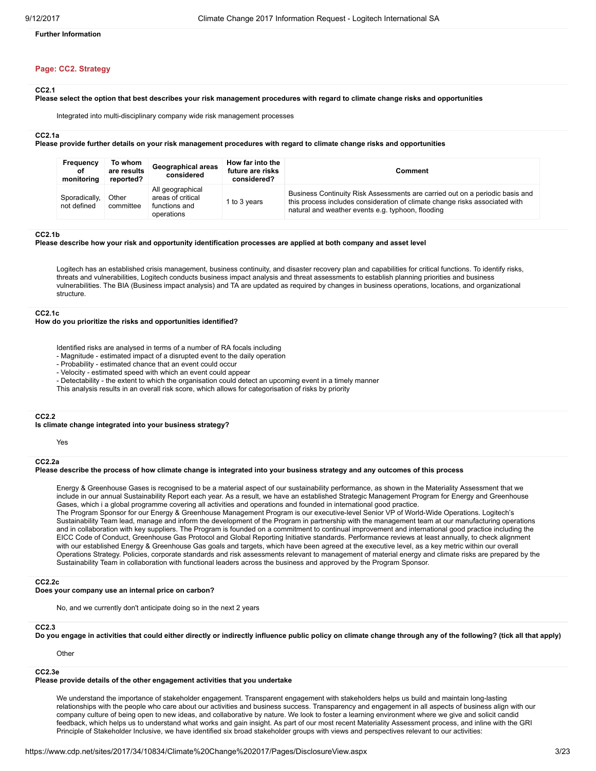**Further Information**

## Page: CC2. Strategy

### CC2.1
**Please select the option that best describes your risk management procedures with regard to climate change risks and opportunities**

Integrated into multi-disciplinary company wide risk management processes

### CC2.1a
**Please provide further details on your risk management procedures with regard to climate change risks and opportunities**

| Frequency of monitoring | To whom are results reported? | Geographical areas considered | How far into the future are risks considered? | Comment |
|---|---|---|---|---|
| Sporadically, not defined | Other committee | All geographical areas of critical functions and operations | 1 to 3 years | Business Continuity Risk Assessments are carried out on a periodic basis and this process includes consideration of climate change risks associated with natural and weather events e.g. typhoon, flooding |

### CC2.1b
**Please describe how your risk and opportunity identification processes are applied at both company and asset level**

Logitech has an established crisis management, business continuity, and disaster recovery plan and capabilities for critical functions. To identify risks, threats and vulnerabilities, Logitech conducts business impact analysis and threat assessments to establish planning priorities and business vulnerabilities. The BIA (Business impact analysis) and TA are updated as required by changes in business operations, locations, and organizational structure.

### CC2.1c
**How do you prioritize the risks and opportunities identified?**

Identified risks are analysed in terms of a number of RA focals including
- Magnitude - estimated impact of a disrupted event to the daily operation
- Probability - estimated chance that an event could occur
- Velocity - estimated speed with which an event could appear
- Detectability - the extent to which the organisation could detect an upcoming event in a timely manner

This analysis results in an overall risk score, which allows for categorisation of risks by priority

### CC2.2
**Is climate change integrated into your business strategy?**

Yes

### CC2.2a
**Please describe the process of how climate change is integrated into your business strategy and any outcomes of this process**

Energy & Greenhouse Gases is recognised to be a material aspect of our sustainability performance, as shown in the Materiality Assessment that we include in our annual Sustainability Report each year. As a result, we have an established Strategic Management Program for Energy and Greenhouse Gases, which i a global programme covering all activities and operations and founded in international good practice.
The Program Sponsor for our Energy & Greenhouse Management Program is our executive-level Senior VP of World-Wide Operations. Logitech's Sustainability Team lead, manage and inform the development of the Program in partnership with the management team at our manufacturing operations and in collaboration with key suppliers. The Program is founded on a commitment to continual improvement and international good practice including the EICC Code of Conduct, Greenhouse Gas Protocol and Global Reporting Initiative standards. Performance reviews at least annually, to check alignment with our established Energy & Greenhouse Gas goals and targets, which have been agreed at the executive level, as a key metric within our overall Operations Strategy. Policies, corporate standards and risk assessments relevant to management of material energy and climate risks are prepared by the Sustainability Team in collaboration with functional leaders across the business and approved by the Program Sponsor.

### CC2.2c
**Does your company use an internal price on carbon?**

No, and we currently don't anticipate doing so in the next 2 years

### CC2.3
**Do you engage in activities that could either directly or indirectly influence public policy on climate change through any of the following? (tick all that apply)**

Other

### CC2.3e
**Please provide details of the other engagement activities that you undertake**

We understand the importance of stakeholder engagement. Transparent engagement with stakeholders helps us build and maintain long-lasting relationships with the people who care about our activities and business success. Transparency and engagement in all aspects of business align with our company culture of being open to new ideas, and collaborative by nature. We look to foster a learning environment where we give and solicit candid feedback, which helps us to understand what works and gain insight. As part of our most recent Materiality Assessment process, and inline with the GRI Principle of Stakeholder Inclusive, we have identified six broad stakeholder groups with views and perspectives relevant to our activities: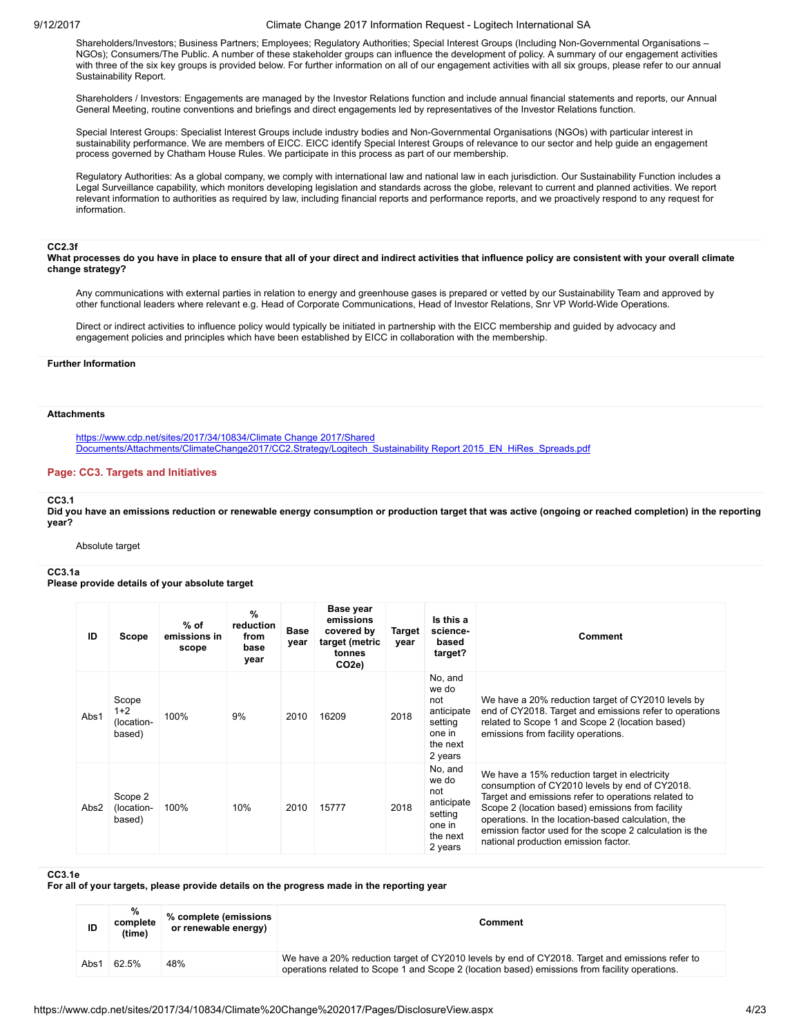Shareholders/Investors; Business Partners; Employees; Regulatory Authorities; Special Interest Groups (Including Non-Governmental Organisations – NGOs); Consumers/The Public. A number of these stakeholder groups can influence the development of policy. A summary of our engagement activities with three of the six key groups is provided below. For further information on all of our engagement activities with all six groups, please refer to our annual Sustainability Report.

Shareholders / Investors: Engagements are managed by the Investor Relations function and include annual financial statements and reports, our Annual General Meeting, routine conventions and briefings and direct engagements led by representatives of the Investor Relations function.

Special Interest Groups: Specialist Interest Groups include industry bodies and Non-Governmental Organisations (NGOs) with particular interest in sustainability performance. We are members of EICC. EICC identify Special Interest Groups of relevance to our sector and help guide an engagement process governed by Chatham House Rules. We participate in this process as part of our membership.

Regulatory Authorities: As a global company, we comply with international law and national law in each jurisdiction. Our Sustainability Function includes a Legal Surveillance capability, which monitors developing legislation and standards across the globe, relevant to current and planned activities. We report relevant information to authorities as required by law, including financial reports and performance reports, and we proactively respond to any request for information.

**CC2.3f**
**What processes do you have in place to ensure that all of your direct and indirect activities that influence policy are consistent with your overall climate change strategy?**

Any communications with external parties in relation to energy and greenhouse gases is prepared or vetted by our Sustainability Team and approved by other functional leaders where relevant e.g. Head of Corporate Communications, Head of Investor Relations, Snr VP World-Wide Operations.

Direct or indirect activities to influence policy would typically be initiated in partnership with the EICC membership and guided by advocacy and engagement policies and principles which have been established by EICC in collaboration with the membership.

**Further Information**

**Attachments**

https://www.cdp.net/sites/2017/34/10834/Climate Change 2017/Shared Documents/Attachments/ClimateChange2017/CC2.Strategy/Logitech_Sustainability Report 2015_EN_HiRes_Spreads.pdf

## Page: CC3. Targets and Initiatives

**CC3.1**
**Did you have an emissions reduction or renewable energy consumption or production target that was active (ongoing or reached completion) in the reporting year?**

Absolute target

**CC3.1a**
**Please provide details of your absolute target**

| ID | Scope | % of emissions in scope | % reduction from base year | Base year | Base year emissions covered by target (metric tonnes CO2e) | Target year | Is this a science-based target? | Comment |
|---|---|---|---|---|---|---|---|---|
| Abs1 | Scope 1+2 (location-based) | 100% | 9% | 2010 | 16209 | 2018 | No, and we do not anticipate setting one in the next 2 years | We have a 20% reduction target of CY2010 levels by end of CY2018. Target and emissions refer to operations related to Scope 1 and Scope 2 (location based) emissions from facility operations. |
| Abs2 | Scope 2 (location-based) | 100% | 10% | 2010 | 15777 | 2018 | No, and we do not anticipate setting one in the next 2 years | We have a 15% reduction target in electricity consumption of CY2010 levels by end of CY2018. Target and emissions refer to operations related to Scope 2 (location based) emissions from facility operations. In the location-based calculation, the emission factor used for the scope 2 calculation is the national production emission factor. |

**CC3.1e**
**For all of your targets, please provide details on the progress made in the reporting year**

| ID | % complete (time) | % complete (emissions or renewable energy) | Comment |
|---|---|---|---|
| Abs1 | 62.5% | 48% | We have a 20% reduction target of CY2010 levels by end of CY2018. Target and emissions refer to operations related to Scope 1 and Scope 2 (location based) emissions from facility operations. |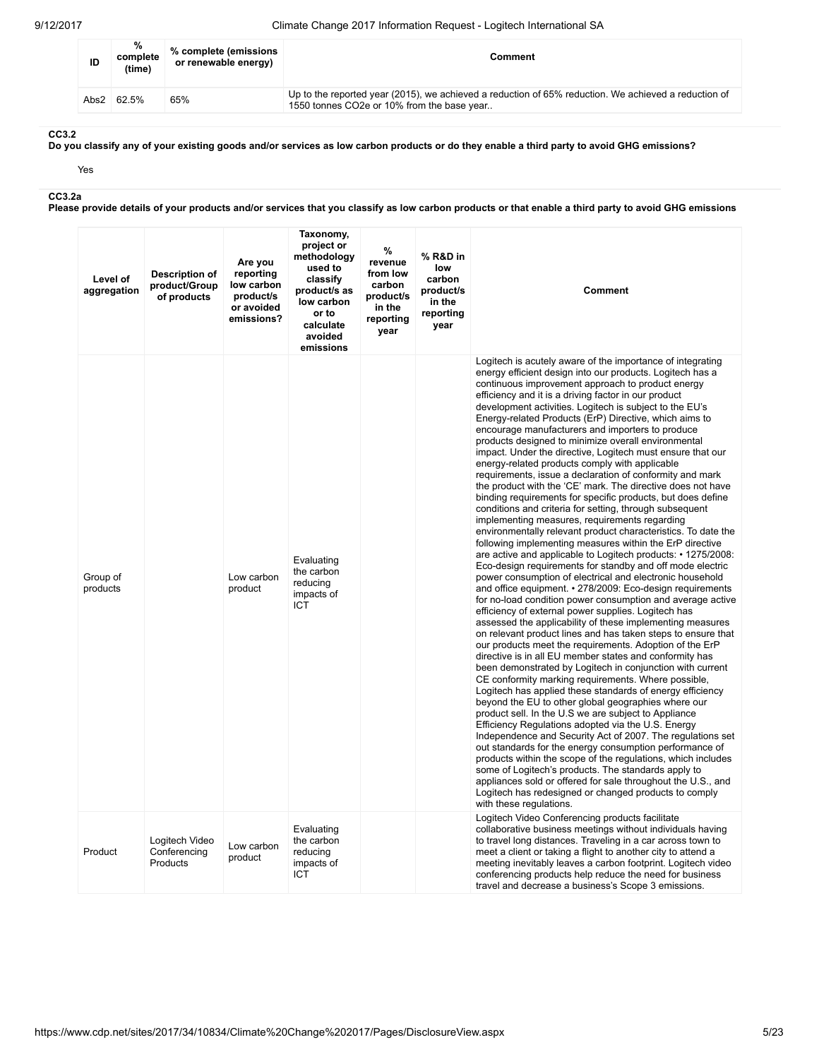| ID | % complete (time) | % complete (emissions or renewable energy) | Comment |
|---|---|---|---|
| Abs2 | 62.5% | 65% | Up to the reported year (2015), we achieved a reduction of 65% reduction. We achieved a reduction of 1550 tonnes CO2e or 10% from the base year.. |

### CC3.2

**Do you classify any of your existing goods and/or services as low carbon products or do they enable a third party to avoid GHG emissions?**

Yes

### CC3.2a

**Please provide details of your products and/or services that you classify as low carbon products or that enable a third party to avoid GHG emissions**

| Level of aggregation | Description of product/Group of products | Are you reporting low carbon product/s or avoided emissions? | Taxonomy, project or methodology used to classify product/s as low carbon or to calculate avoided emissions | % revenue from low carbon product/s in the reporting year | % R&D in low carbon product/s in the reporting year | Comment |
|---|---|---|---|---|---|---|
| Group of products | | Low carbon product | Evaluating the carbon reducing impacts of ICT | | | Logitech is acutely aware of the importance of integrating energy efficient design into our products. Logitech has a continuous improvement approach to product energy efficiency and it is a driving factor in our product development activities. Logitech is subject to the EU's Energy-related Products (ErP) Directive, which aims to encourage manufacturers and importers to produce products designed to minimize overall environmental impact. Under the directive, Logitech must ensure that our energy-related products comply with applicable requirements, issue a declaration of conformity and mark the product with the 'CE' mark. The directive does not have binding requirements for specific products, but does define conditions and criteria for setting, through subsequent implementing measures, requirements regarding environmentally relevant product characteristics. To date the following implementing measures within the ErP directive are active and applicable to Logitech products: • 1275/2008: Eco-design requirements for standby and off mode electric power consumption of electrical and electronic household and office equipment. • 278/2009: Eco-design requirements for no-load condition power consumption and average active efficiency of external power supplies. Logitech has assessed the applicability of these implementing measures on relevant product lines and has taken steps to ensure that our products meet the requirements. Adoption of the ErP directive is in all EU member states and conformity has been demonstrated by Logitech in conjunction with current CE conformity marking requirements. Where possible, Logitech has applied these standards of energy efficiency beyond the EU to other global geographies where our product sell. In the U.S we are subject to Appliance Efficiency Regulations adopted via the U.S. Energy Independence and Security Act of 2007. The regulations set out standards for the energy consumption performance of products within the scope of the regulations, which includes some of Logitech's products. The standards apply to appliances sold or offered for sale throughout the U.S., and Logitech has redesigned or changed products to comply with these regulations. |
| Product | Logitech Video Conferencing Products | Low carbon product | Evaluating the carbon reducing impacts of ICT | | | Logitech Video Conferencing products facilitate collaborative business meetings without individuals having to travel long distances. Traveling in a car across town to meet a client or taking a flight to another city to attend a meeting inevitably leaves a carbon footprint. Logitech video conferencing products help reduce the need for business travel and decrease a business's Scope 3 emissions. |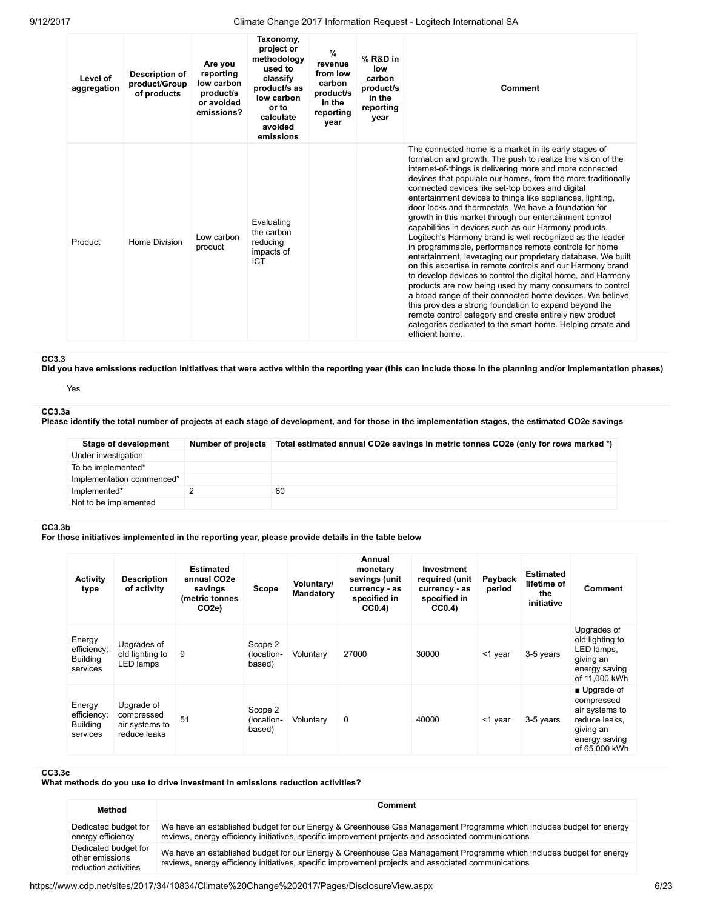| Level of aggregation | Description of product/Group of products | Are you reporting low carbon product/s or avoided emissions? | Taxonomy, project or methodology used to classify product/s as low carbon or to calculate avoided emissions | % revenue from low carbon product/s in the reporting year | % R&D in low carbon product/s in the reporting year | Comment |
|---|---|---|---|---|---|---|
| Product | Home Division | Low carbon product | Evaluating the carbon reducing impacts of ICT | | | The connected home is a market in its early stages of formation and growth. The push to realize the vision of the internet-of-things is delivering more and more connected devices that populate our homes, from the more traditionally connected devices like set-top boxes and digital entertainment devices to things like appliances, lighting, door locks and thermostats. We have a foundation for growth in this market through our entertainment control capabilities in devices such as our Harmony products. Logitech's Harmony brand is well recognized as the leader in programmable, performance remote controls for home entertainment, leveraging our proprietary database. We built on this expertise in remote controls and our Harmony brand to develop devices to control the digital home, and Harmony products are now being used by many consumers to control a broad range of their connected home devices. We believe this provides a strong foundation to expand beyond the remote control category and create entirely new product categories dedicated to the smart home. Helping create and efficient home. |

**CC3.3**
**Did you have emissions reduction initiatives that were active within the reporting year (this can include those in the planning and/or implementation phases)**

Yes

**CC3.3a**
**Please identify the total number of projects at each stage of development, and for those in the implementation stages, the estimated CO2e savings**

| Stage of development | Number of projects | Total estimated annual CO2e savings in metric tonnes CO2e (only for rows marked *) |
|---|---|---|
| Under investigation | | |
| To be implemented* | | |
| Implementation commenced* | | |
| Implemented* | 2 | 60 |
| Not to be implemented | | |

**CC3.3b**
**For those initiatives implemented in the reporting year, please provide details in the table below**

| Activity type | Description of activity | Estimated annual CO2e savings (metric tonnes CO2e) | Scope | Voluntary/ Mandatory | Annual monetary savings (unit currency - as specified in CC0.4) | Investment required (unit currency - as specified in CC0.4) | Payback period | Estimated lifetime of the initiative | Comment |
|---|---|---|---|---|---|---|---|---|---|
| Energy efficiency: Building services | Upgrades of old lighting to LED lamps | 9 | Scope 2 (location-based) | Voluntary | 27000 | 30000 | <1 year | 3-5 years | Upgrades of old lighting to LED lamps, giving an energy saving of 11,000 kWh |
| Energy efficiency: Building services | Upgrade of compressed air systems to reduce leaks | 51 | Scope 2 (location-based) | Voluntary | 0 | 40000 | <1 year | 3-5 years | ■ Upgrade of compressed air systems to reduce leaks, giving an energy saving of 65,000 kWh |

**CC3.3c**
**What methods do you use to drive investment in emissions reduction activities?**

| Method | Comment |
|---|---|
| Dedicated budget for energy efficiency | We have an established budget for our Energy & Greenhouse Gas Management Programme which includes budget for energy reviews, energy efficiency initiatives, specific improvement projects and associated communications |
| Dedicated budget for other emissions reduction activities | We have an established budget for our Energy & Greenhouse Gas Management Programme which includes budget for energy reviews, energy efficiency initiatives, specific improvement projects and associated communications |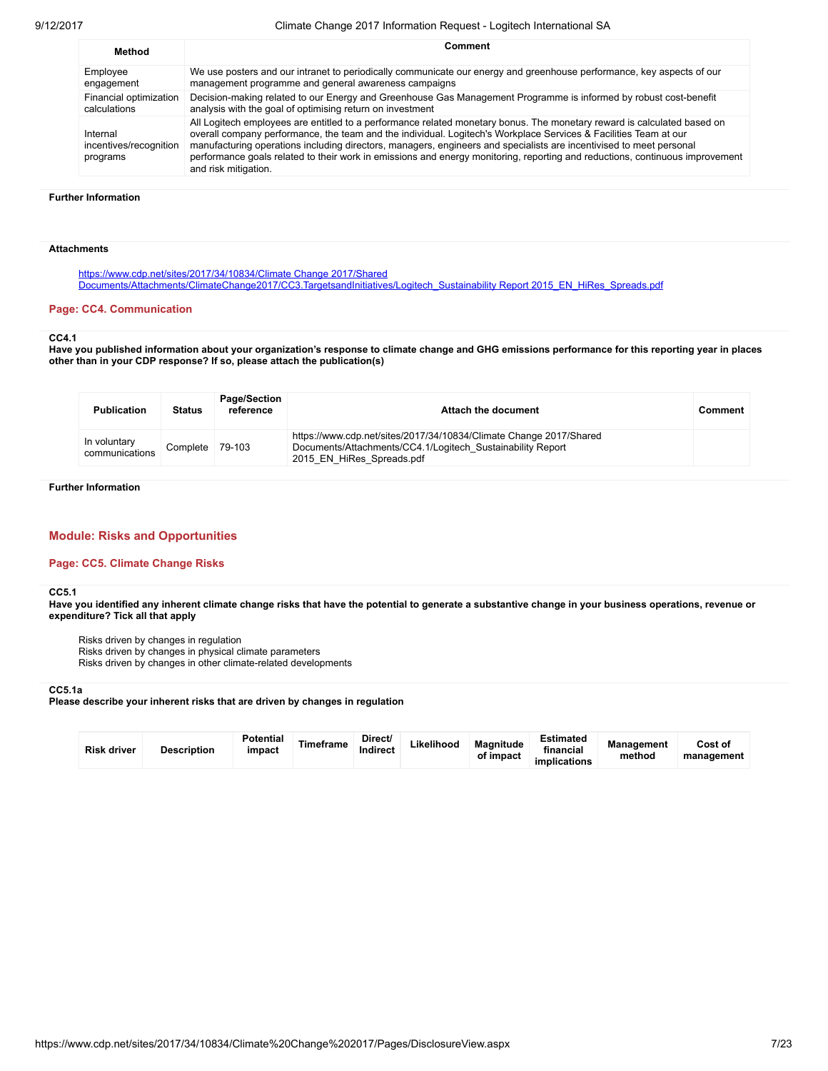| Method | Comment |
|---|---|
| Employee engagement | We use posters and our intranet to periodically communicate our energy and greenhouse performance, key aspects of our management programme and general awareness campaigns |
| Financial optimization calculations | Decision-making related to our Energy and Greenhouse Gas Management Programme is informed by robust cost-benefit analysis with the goal of optimising return on investment |
| Internal incentives/recognition programs | All Logitech employees are entitled to a performance related monetary bonus. The monetary reward is calculated based on overall company performance, the team and the individual. Logitech's Workplace Services & Facilities Team at our manufacturing operations including directors, managers, engineers and specialists are incentivised to meet personal performance goals related to their work in emissions and energy monitoring, reporting and reductions, continuous improvement and risk mitigation. |

**Further Information**

**Attachments**

https://www.cdp.net/sites/2017/34/10834/Climate Change 2017/Shared Documents/Attachments/ClimateChange2017/CC3.TargetsandInitiatives/Logitech_Sustainability Report 2015_EN_HiRes_Spreads.pdf

## Page: CC4. Communication

**CC4.1**
**Have you published information about your organization's response to climate change and GHG emissions performance for this reporting year in places other than in your CDP response? If so, please attach the publication(s)**

| Publication | Status | Page/Section reference | Attach the document | Comment |
|---|---|---|---|---|
| In voluntary communications | Complete | 79-103 | https://www.cdp.net/sites/2017/34/10834/Climate Change 2017/Shared Documents/Attachments/CC4.1/Logitech_Sustainability Report 2015_EN_HiRes_Spreads.pdf | |

**Further Information**

# Module: Risks and Opportunities

## Page: CC5. Climate Change Risks

**CC5.1**
**Have you identified any inherent climate change risks that have the potential to generate a substantive change in your business operations, revenue or expenditure? Tick all that apply**

Risks driven by changes in regulation
Risks driven by changes in physical climate parameters
Risks driven by changes in other climate-related developments

**CC5.1a**
**Please describe your inherent risks that are driven by changes in regulation**

| Risk driver | Description | Potential impact | Timeframe | Direct/ Indirect | Likelihood | Magnitude of impact | Estimated financial implications | Management method | Cost of management |
|---|---|---|---|---|---|---|---|---|---|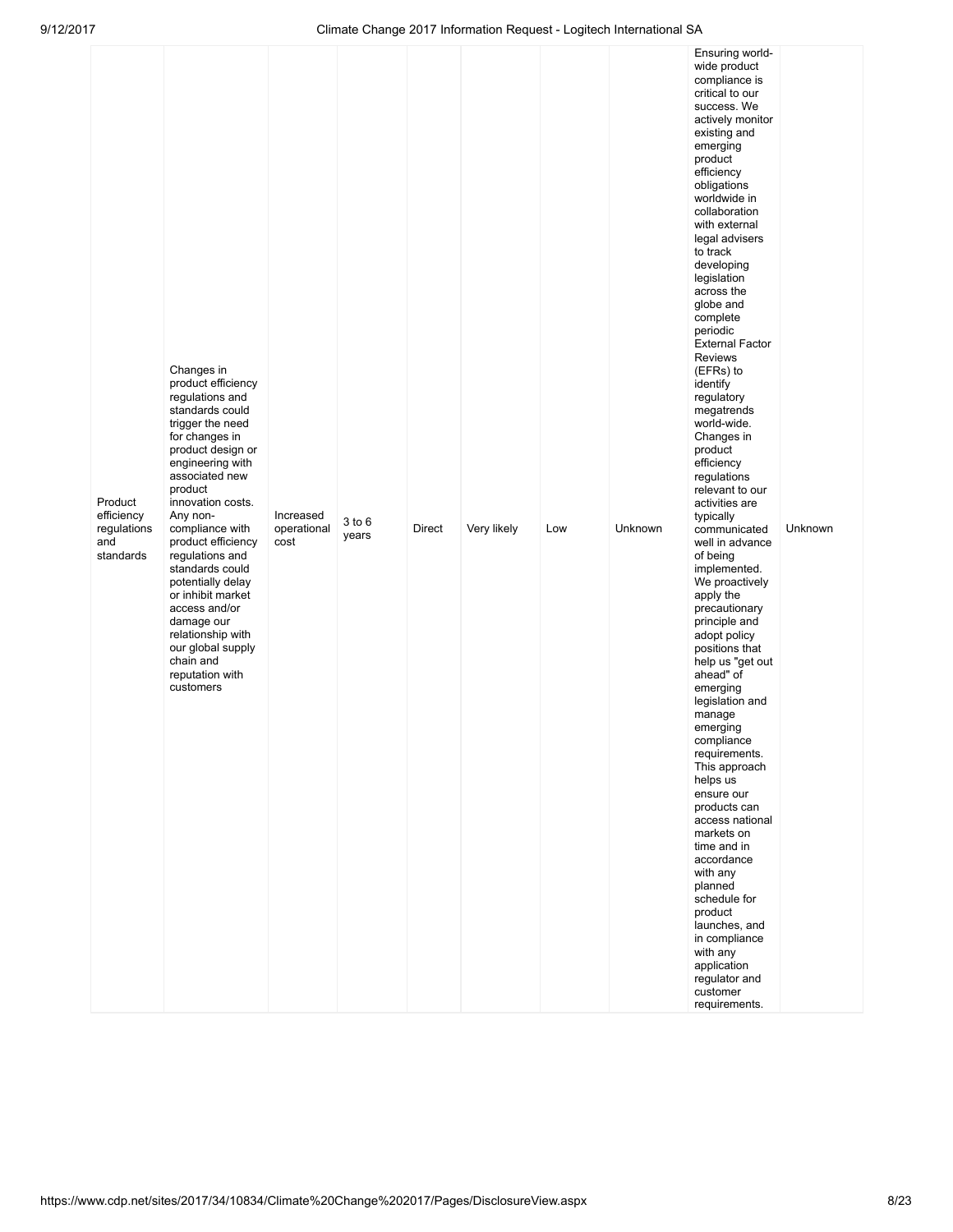| | | | | | | | | | |
|---|---|---|---|---|---|---|---|---|---|
| Product efficiency regulations and standards | Changes in product efficiency regulations and standards could trigger the need for changes in product design or engineering with associated new product innovation costs. Any non-compliance with product efficiency regulations and standards could potentially delay or inhibit market access and/or damage our relationship with our global supply chain and reputation with customers | Increased operational cost | 3 to 6 years | Direct | Very likely | Low | Unknown | Ensuring world-wide product compliance is critical to our success. We actively monitor existing and emerging product efficiency obligations worldwide in collaboration with external legal advisers to track developing legislation across the globe and complete periodic External Factor Reviews (EFRs) to identify regulatory megatrends world-wide. Changes in product efficiency regulations relevant to our activities are typically communicated well in advance of being implemented. We proactively apply the precautionary principle and adopt policy positions that help us "get out ahead" of emerging legislation and manage emerging compliance requirements. This approach helps us ensure our products can access national markets on time and in accordance with any planned schedule for product launches, and in compliance with any application regulator and customer requirements. | Unknown |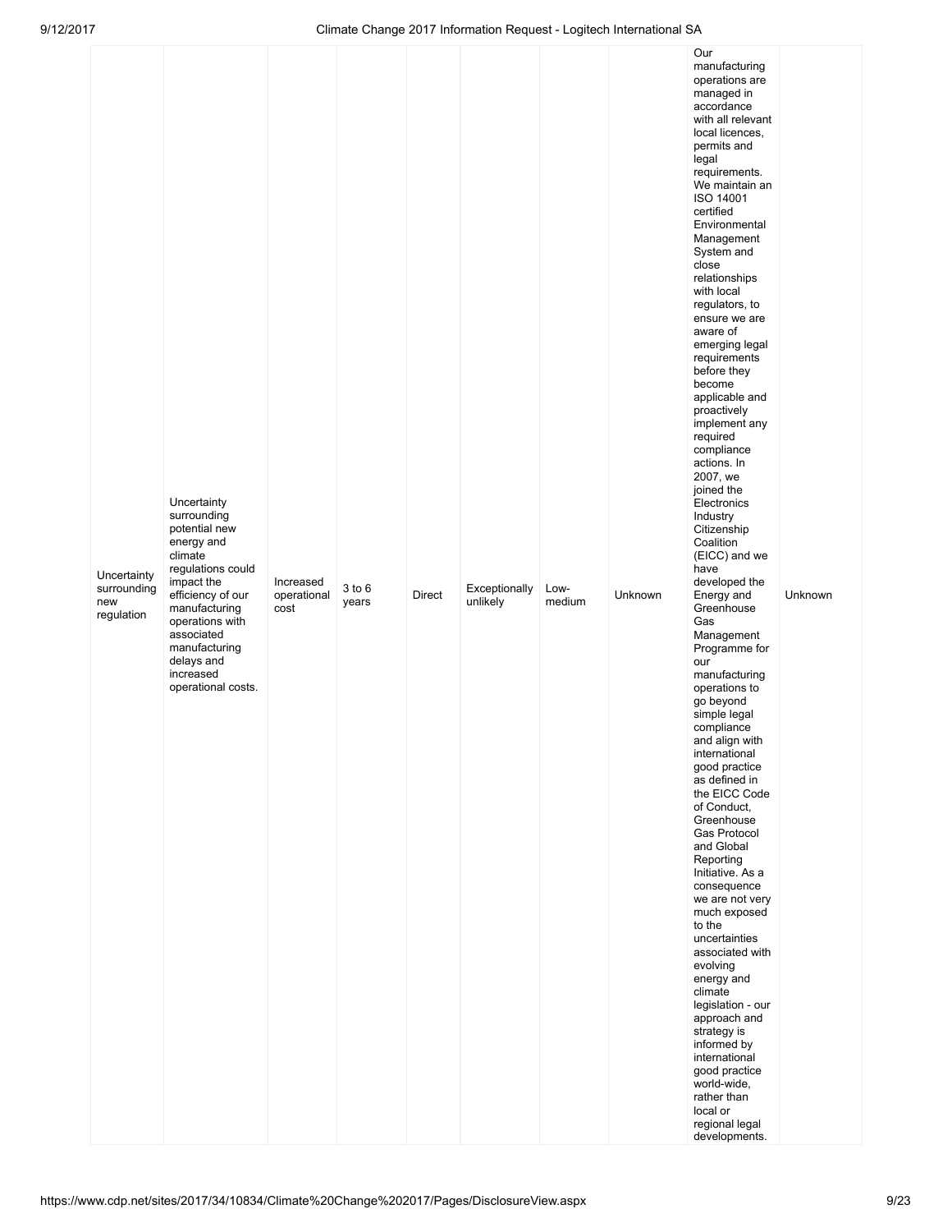| | | | | | | | | | |
|---|---|---|---|---|---|---|---|---|---|
| Uncertainty surrounding new regulation | Uncertainty surrounding potential new energy and climate regulations could impact the efficiency of our manufacturing operations with associated manufacturing delays and increased operational costs. | Increased operational cost | 3 to 6 years | Direct | Exceptionally unlikely | Low-medium | Unknown | Our manufacturing operations are managed in accordance with all relevant local licences, permits and legal requirements. We maintain an ISO 14001 certified Environmental Management System and close relationships with local regulators, to ensure we are aware of emerging legal requirements before they become applicable and proactively implement any required compliance actions. In 2007, we joined the Electronics Industry Citizenship Coalition (EICC) and we have developed the Energy and Greenhouse Gas Management Programme for our manufacturing operations to go beyond simple legal compliance and align with international good practice as defined in the EICC Code of Conduct, Greenhouse Gas Protocol and Global Reporting Initiative. As a consequence we are not very much exposed to the uncertainties associated with evolving energy and climate legislation - our approach and strategy is informed by international good practice world-wide, rather than local or regional legal developments. | Unknown |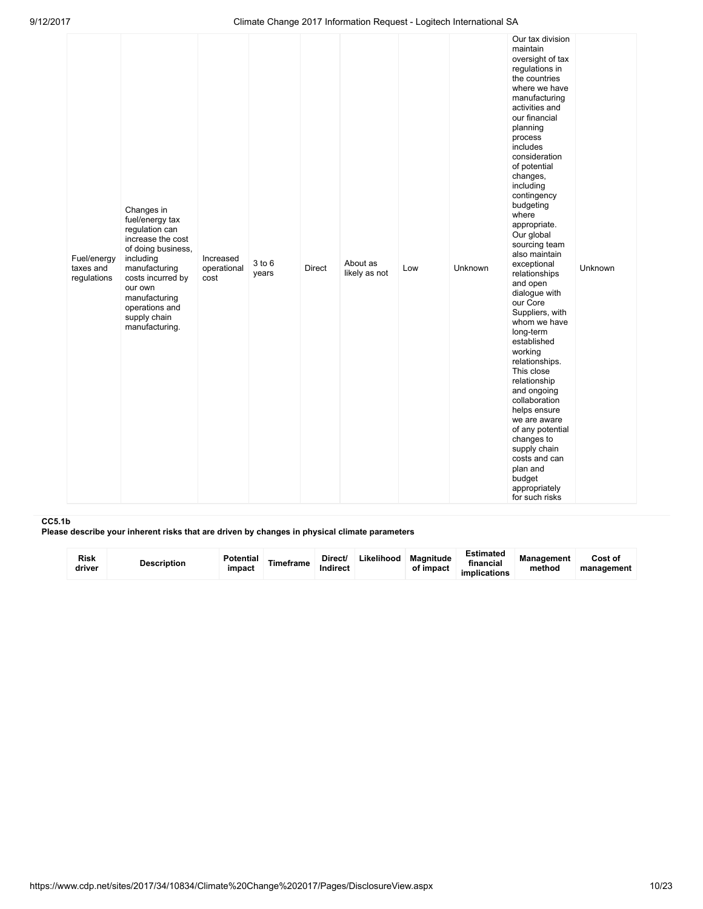| | | | | | | | | | |
|---|---|---|---|---|---|---|---|---|---|
| Fuel/energy taxes and regulations | Changes in fuel/energy tax regulation can increase the cost of doing business, including manufacturing costs incurred by our own manufacturing operations and supply chain manufacturing. | Increased operational cost | 3 to 6 years | Direct | About as likely as not | Low | Unknown | Our tax division maintain oversight of tax regulations in the countries where we have manufacturing activities and our financial planning process includes consideration of potential changes, including contingency budgeting where appropriate. Our global sourcing team also maintain exceptional relationships and open dialogue with our Core Suppliers, with whom we have long-term established working relationships. This close relationship and ongoing collaboration helps ensure we are aware of any potential changes to supply chain costs and can plan and budget appropriately for such risks | Unknown |

**CC5.1b**

**Please describe your inherent risks that are driven by changes in physical climate parameters**

| Risk driver | Description | Potential impact | Timeframe | Direct/ Indirect | Likelihood | Magnitude of impact | Estimated financial implications | Management method | Cost of management |
|---|---|---|---|---|---|---|---|---|---|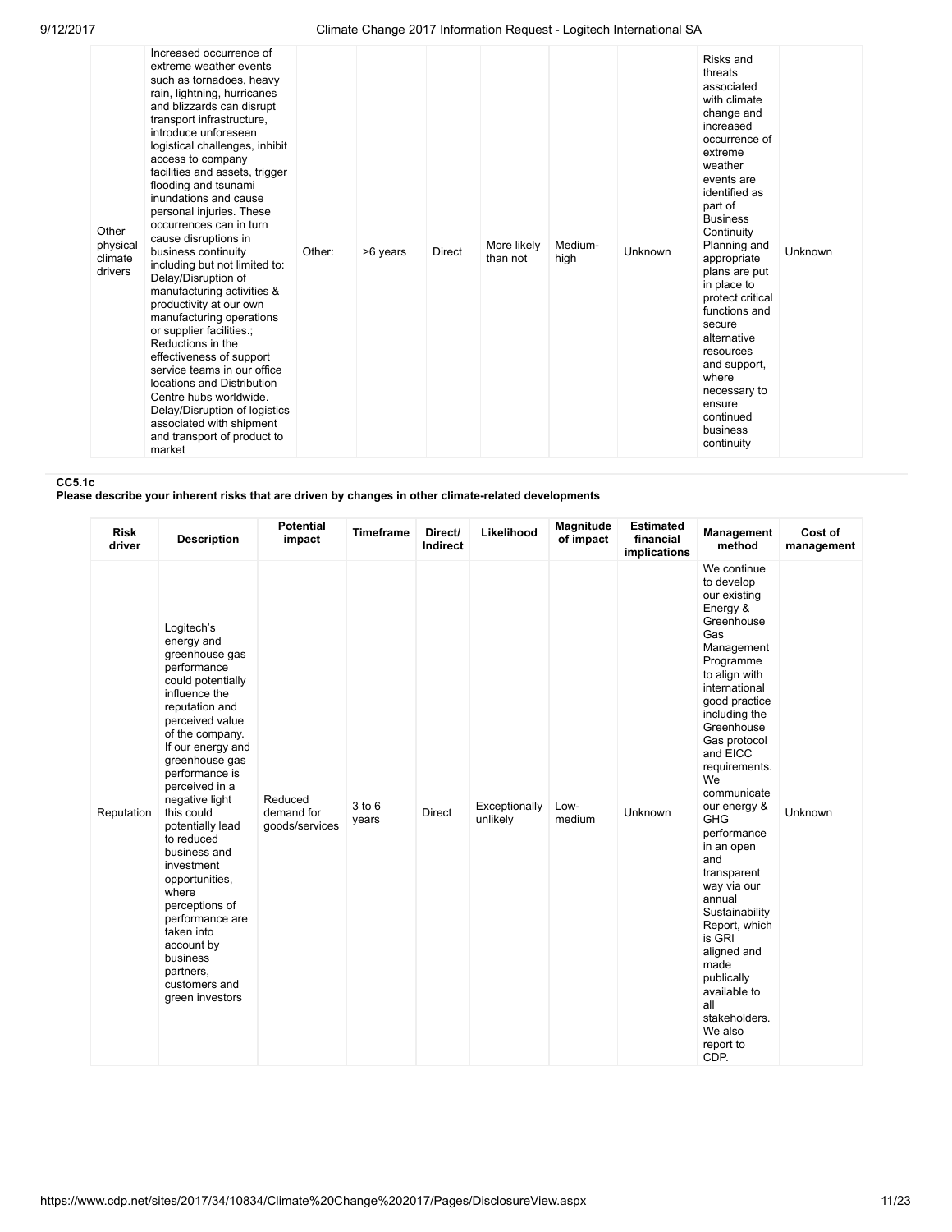| Other physical climate drivers | Increased occurrence of extreme weather events such as tornadoes, heavy rain, lightning, hurricanes and blizzards can disrupt transport infrastructure, introduce unforeseen logistical challenges, inhibit access to company facilities and assets, trigger flooding and tsunami inundations and cause personal injuries. These occurrences can in turn cause disruptions in business continuity including but not limited to: Delay/Disruption of manufacturing activities & productivity at our own manufacturing operations or supplier facilities.; Reductions in the effectiveness of support service teams in our office locations and Distribution Centre hubs worldwide. Delay/Disruption of logistics associated with shipment and transport of product to market | Other: | >6 years | Direct | More likely than not | Medium-high | Unknown | Risks and threats associated with climate change and increased occurrence of extreme weather events are identified as part of Business Continuity Planning and appropriate plans are put in place to protect critical functions and secure alternative resources and support, where necessary to ensure continued business continuity | Unknown |
|---|---|---|---|---|---|---|---|---|---|

**CC5.1c**

**Please describe your inherent risks that are driven by changes in other climate-related developments**

| Risk driver | Description | Potential impact | Timeframe | Direct/ Indirect | Likelihood | Magnitude of impact | Estimated financial implications | Management method | Cost of management |
|---|---|---|---|---|---|---|---|---|---|
| Reputation | Logitech's energy and greenhouse gas performance could potentially influence the reputation and perceived value of the company. If our energy and greenhouse gas performance is perceived in a negative light this could potentially lead to reduced business and investment opportunities, where perceptions of performance are taken into account by business partners, customers and green investors | Reduced demand for goods/services | 3 to 6 years | Direct | Exceptionally unlikely | Low-medium | Unknown | We continue to develop our existing Energy & Greenhouse Gas Management Programme to align with international good practice including the Greenhouse Gas protocol and EICC requirements. We communicate our energy & GHG performance in an open and transparent way via our annual Sustainability Report, which is GRI aligned and made publically available to all stakeholders. We also report to CDP. | Unknown |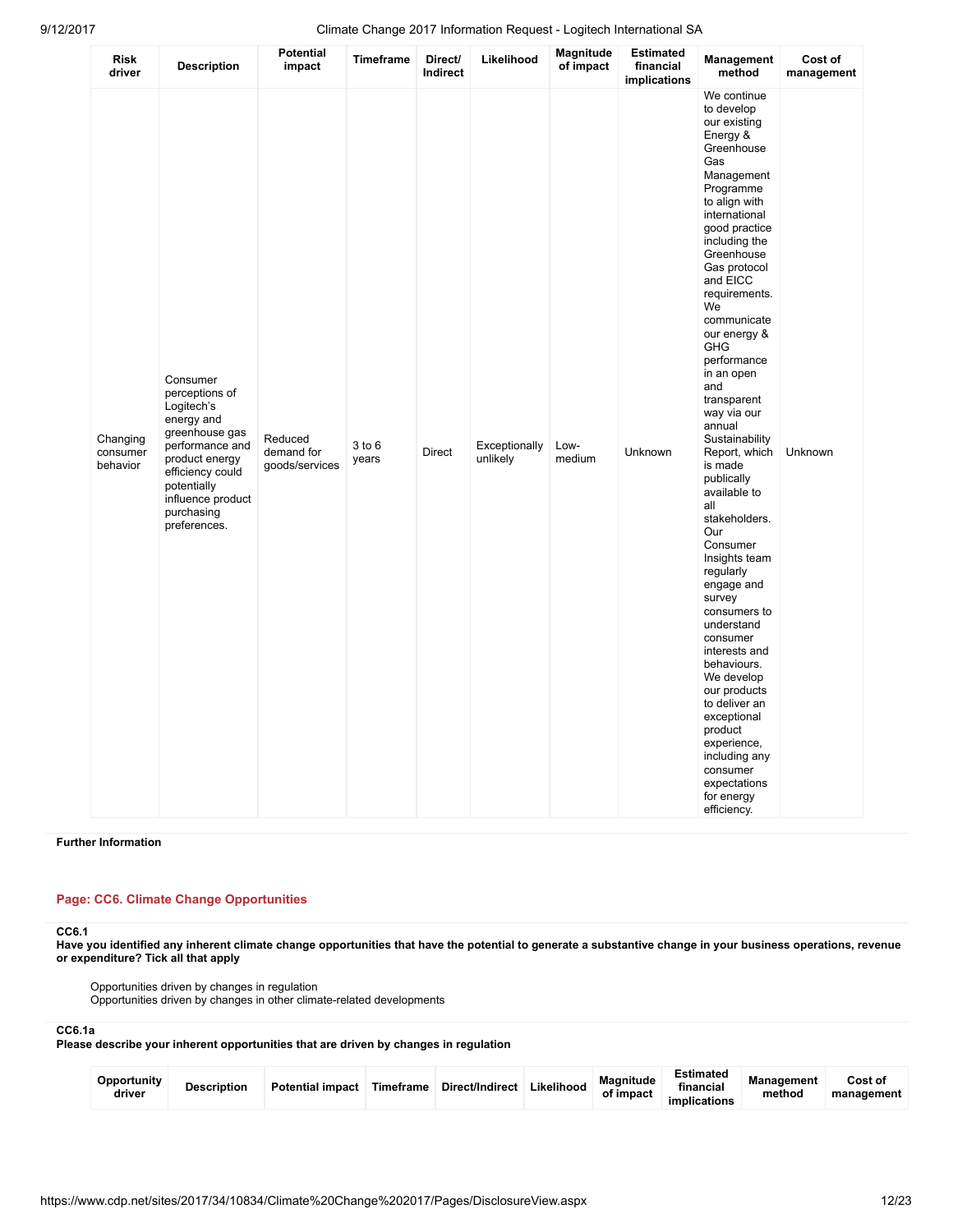| Risk driver | Description | Potential impact | Timeframe | Direct/ Indirect | Likelihood | Magnitude of impact | Estimated financial implications | Management method | Cost of management |
|---|---|---|---|---|---|---|---|---|---|
| Changing consumer behavior | Consumer perceptions of Logitech's energy and greenhouse gas performance and product energy efficiency could potentially influence product purchasing preferences. | Reduced demand for goods/services | 3 to 6 years | Direct | Exceptionally unlikely | Low-medium | Unknown | We continue to develop our existing Energy & Greenhouse Gas Management Programme to align with international good practice including the Greenhouse Gas protocol and EICC requirements. We communicate our energy & GHG performance in an open and transparent way via our annual Sustainability Report, which is made publically available to all stakeholders. Our Consumer Insights team regularly engage and survey consumers to understand consumer interests and behaviours. We develop our products to deliver an exceptional product experience, including any consumer expectations for energy efficiency. | Unknown |

**Further Information**

## Page: CC6. Climate Change Opportunities

**CC6.1**

**Have you identified any inherent climate change opportunities that have the potential to generate a substantive change in your business operations, revenue or expenditure? Tick all that apply**

Opportunities driven by changes in regulation
Opportunities driven by changes in other climate-related developments

**CC6.1a**

**Please describe your inherent opportunities that are driven by changes in regulation**

| Opportunity driver | Description | Potential impact | Timeframe | Direct/Indirect | Likelihood | Magnitude of impact | Estimated financial implications | Management method | Cost of management |
|---|---|---|---|---|---|---|---|---|---|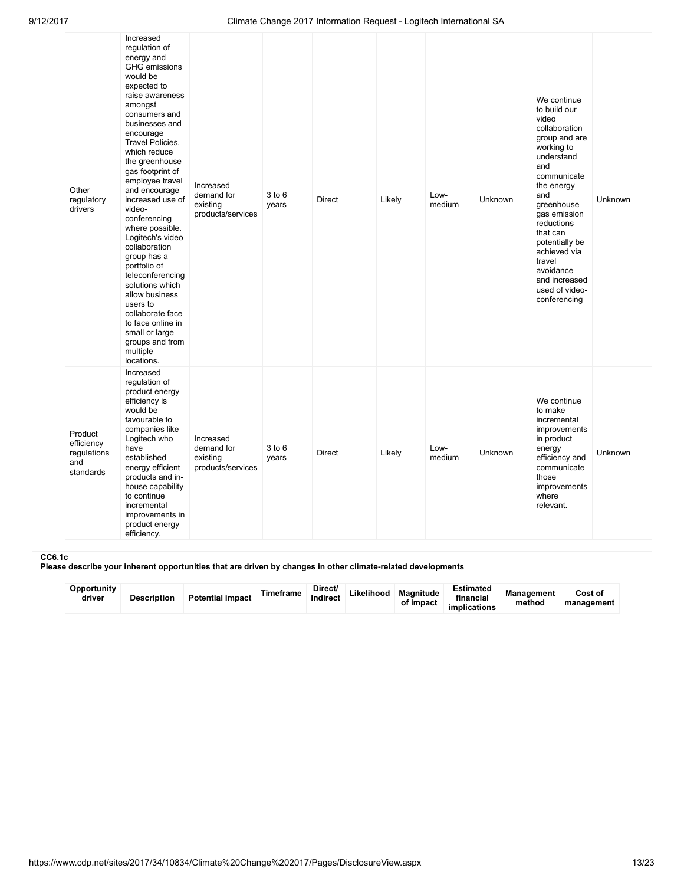| | | | | | | | | | |
|---|---|---|---|---|---|---|---|---|---|
| Other regulatory drivers | Increased regulation of energy and GHG emissions would be expected to raise awareness amongst consumers and businesses and encourage Travel Policies, which reduce the greenhouse gas footprint of employee travel and encourage increased use of video-conferencing where possible. Logitech's video collaboration group has a portfolio of teleconferencing solutions which allow business users to collaborate face to face online in small or large groups and from multiple locations. | Increased demand for existing products/services | 3 to 6 years | Direct | Likely | Low-medium | Unknown | We continue to build our video collaboration group and are working to understand and communicate the energy and greenhouse gas emission reductions that can potentially be achieved via travel avoidance and increased used of video-conferencing | Unknown |
| Product efficiency regulations and standards | Increased regulation of product energy efficiency is would be favourable to companies like Logitech who have established energy efficient products and in-house capability to continue incremental improvements in product energy efficiency. | Increased demand for existing products/services | 3 to 6 years | Direct | Likely | Low-medium | Unknown | We continue to make incremental improvements in product energy efficiency and communicate those improvements where relevant. | Unknown |

**CC6.1c**

**Please describe your inherent opportunities that are driven by changes in other climate-related developments**

| Opportunity driver | Description | Potential impact | Timeframe | Direct/ Indirect | Likelihood | Magnitude of impact | Estimated financial implications | Management method | Cost of management |
|---|---|---|---|---|---|---|---|---|---|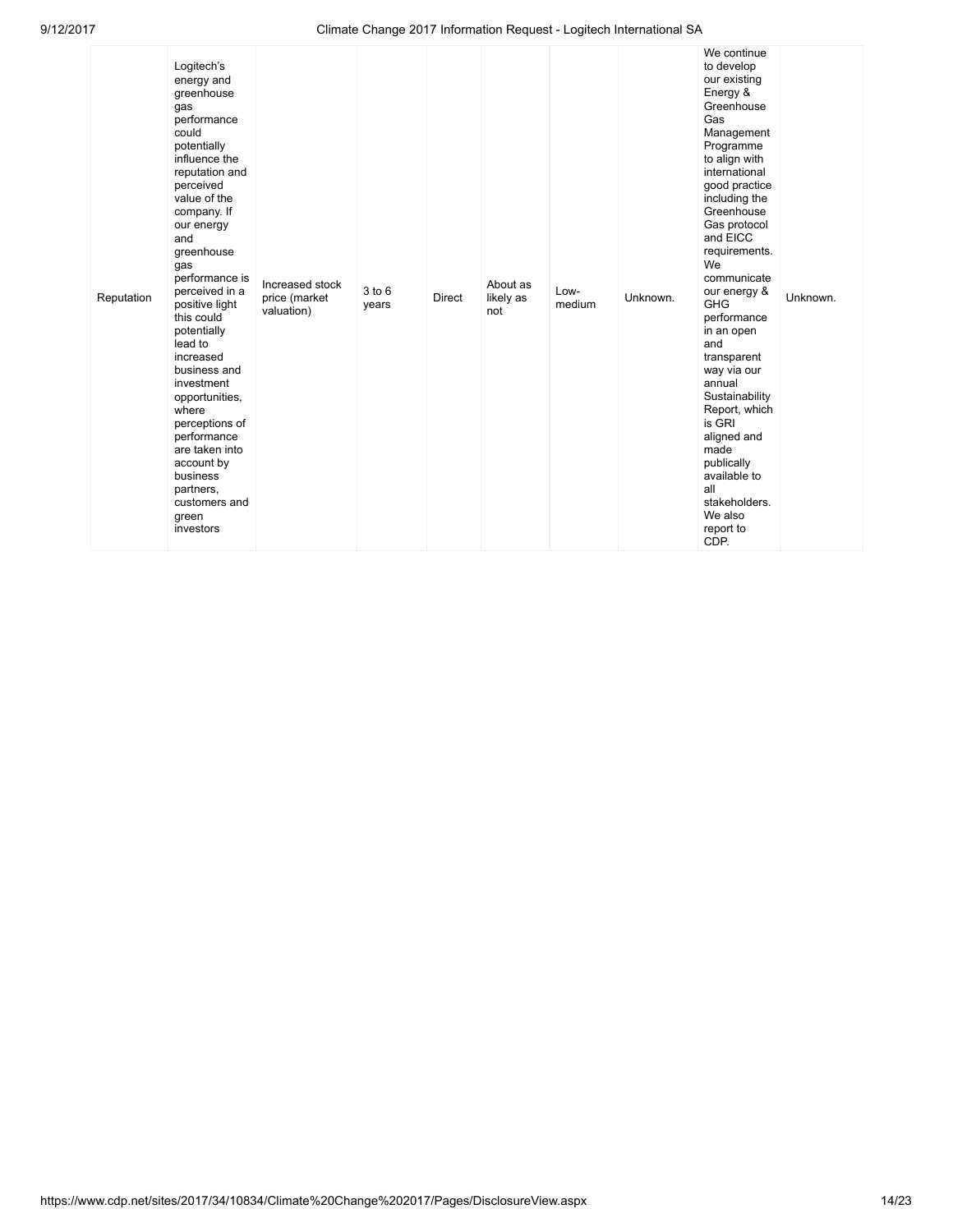| | | | | | | | | | |
|---|---|---|---|---|---|---|---|---|---|
| Reputation | Logitech's energy and greenhouse gas performance could potentially influence the reputation and perceived value of the company. If our energy and greenhouse gas performance is perceived in a positive light this could potentially lead to increased business and investment opportunities, where perceptions of performance are taken into account by business partners, customers and green investors | Increased stock price (market valuation) | 3 to 6 years | Direct | About as likely as not | Low-medium | Unknown. | We continue to develop our existing Energy & Greenhouse Gas Management Programme to align with international good practice including the Greenhouse Gas protocol and EICC requirements. We communicate our energy & GHG performance in an open and transparent way via our annual Sustainability Report, which is GRI aligned and made publically available to all stakeholders. We also report to CDP. | Unknown. |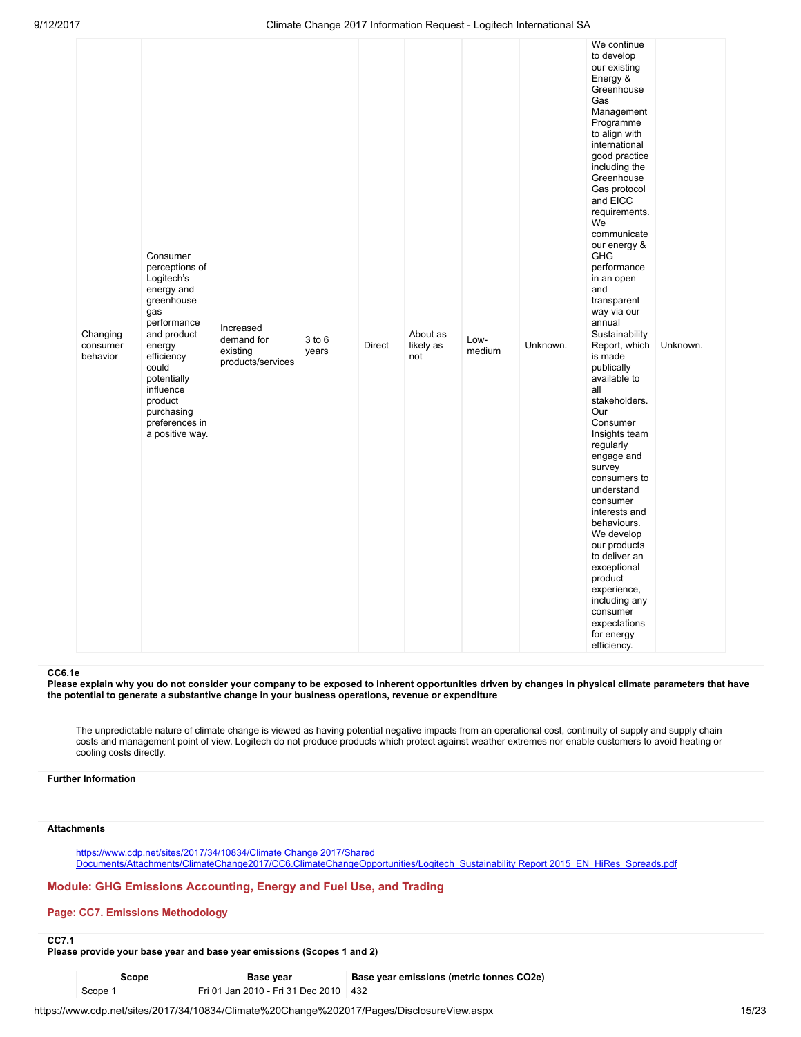| Changing consumer behavior | Consumer perceptions of Logitech's energy and greenhouse gas performance and product energy efficiency could potentially influence product purchasing preferences in a positive way. | Increased demand for existing products/services | 3 to 6 years | Direct | About as likely as not | Low-medium | Unknown. | We continue to develop our existing Energy & Greenhouse Gas Management Programme to align with international good practice including the Greenhouse Gas protocol and EICC requirements. We communicate our energy & GHG performance in an open and transparent way via our annual Sustainability Report, which is made publically available to all stakeholders. Our Consumer Insights team regularly engage and survey consumers to understand consumer interests and behaviours. We develop our products to deliver an exceptional product experience, including any consumer expectations for energy efficiency. | Unknown. |
|---|---|---|---|---|---|---|---|---|---|

**CC6.1e**

**Please explain why you do not consider your company to be exposed to inherent opportunities driven by changes in physical climate parameters that have the potential to generate a substantive change in your business operations, revenue or expenditure**

The unpredictable nature of climate change is viewed as having potential negative impacts from an operational cost, continuity of supply and supply chain costs and management point of view. Logitech do not produce products which protect against weather extremes nor enable customers to avoid heating or cooling costs directly.

**Further Information**

**Attachments**

https://www.cdp.net/sites/2017/34/10834/Climate Change 2017/Shared Documents/Attachments/ClimateChange2017/CC6.ClimateChangeOpportunities/Logitech_Sustainability Report 2015_EN_HiRes_Spreads.pdf

## Module: GHG Emissions Accounting, Energy and Fuel Use, and Trading

### Page: CC7. Emissions Methodology

**CC7.1**

**Please provide your base year and base year emissions (Scopes 1 and 2)**

| Scope | Base year | Base year emissions (metric tonnes CO2e) |
|---|---|---|
| Scope 1 | Fri 01 Jan 2010 - Fri 31 Dec 2010 | 432 |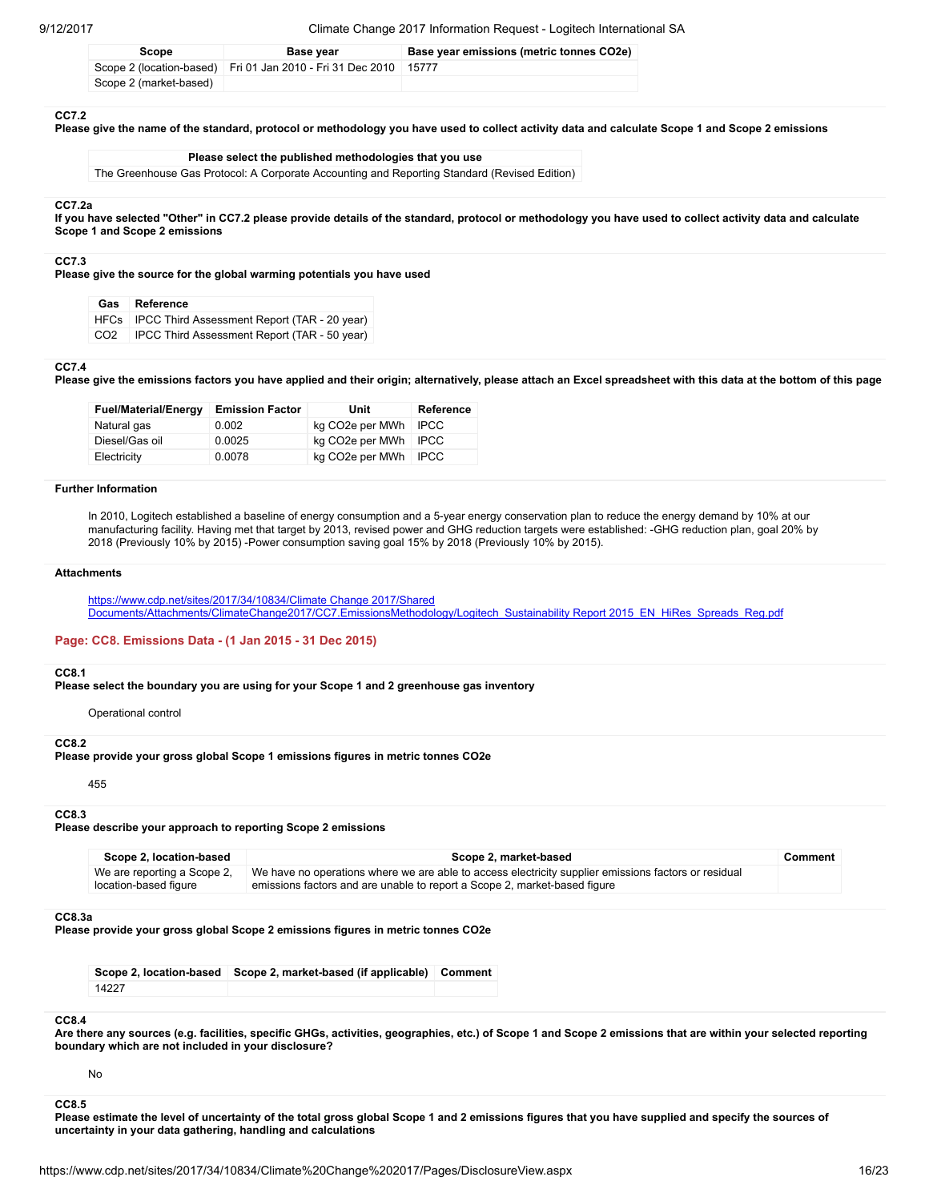| Scope | Base year | Base year emissions (metric tonnes CO2e) |
|---|---|---|
| Scope 2 (location-based) | Fri 01 Jan 2010 - Fri 31 Dec 2010 | 15777 |
| Scope 2 (market-based) | | |

**CC7.2**

**Please give the name of the standard, protocol or methodology you have used to collect activity data and calculate Scope 1 and Scope 2 emissions**

| Please select the published methodologies that you use |
|---|
| The Greenhouse Gas Protocol: A Corporate Accounting and Reporting Standard (Revised Edition) |

**CC7.2a**

**If you have selected "Other" in CC7.2 please provide details of the standard, protocol or methodology you have used to collect activity data and calculate Scope 1 and Scope 2 emissions**

**CC7.3**

**Please give the source for the global warming potentials you have used**

| Gas | Reference |
|---|---|
| HFCs | IPCC Third Assessment Report (TAR - 20 year) |
| CO2 | IPCC Third Assessment Report (TAR - 50 year) |

**CC7.4**

**Please give the emissions factors you have applied and their origin; alternatively, please attach an Excel spreadsheet with this data at the bottom of this page**

| Fuel/Material/Energy | Emission Factor | Unit | Reference |
|---|---|---|---|
| Natural gas | 0.002 | kg CO2e per MWh | IPCC |
| Diesel/Gas oil | 0.0025 | kg CO2e per MWh | IPCC |
| Electricity | 0.0078 | kg CO2e per MWh | IPCC |

**Further Information**

In 2010, Logitech established a baseline of energy consumption and a 5-year energy conservation plan to reduce the energy demand by 10% at our manufacturing facility. Having met that target by 2013, revised power and GHG reduction targets were established: -GHG reduction plan, goal 20% by 2018 (Previously 10% by 2015) -Power consumption saving goal 15% by 2018 (Previously 10% by 2015).

**Attachments**

https://www.cdp.net/sites/2017/34/10834/Climate Change 2017/Shared Documents/Attachments/ClimateChange2017/CC7.EmissionsMethodology/Logitech_Sustainability Report 2015_EN_HiRes_Spreads_Reg.pdf

## Page: CC8. Emissions Data - (1 Jan 2015 - 31 Dec 2015)

**CC8.1**

**Please select the boundary you are using for your Scope 1 and 2 greenhouse gas inventory**

Operational control

**CC8.2**

**Please provide your gross global Scope 1 emissions figures in metric tonnes CO2e**

455

**CC8.3**

**Please describe your approach to reporting Scope 2 emissions**

| Scope 2, location-based | Scope 2, market-based | Comment |
|---|---|---|
| We are reporting a Scope 2, location-based figure | We have no operations where we are able to access electricity supplier emissions factors or residual emissions factors and are unable to report a Scope 2, market-based figure | |

**CC8.3a**

**Please provide your gross global Scope 2 emissions figures in metric tonnes CO2e**

| Scope 2, location-based | Scope 2, market-based (if applicable) | Comment |
|---|---|---|
| 14227 | | |

**CC8.4**

**Are there any sources (e.g. facilities, specific GHGs, activities, geographies, etc.) of Scope 1 and Scope 2 emissions that are within your selected reporting boundary which are not included in your disclosure?**

No

**CC8.5**

**Please estimate the level of uncertainty of the total gross global Scope 1 and 2 emissions figures that you have supplied and specify the sources of uncertainty in your data gathering, handling and calculations**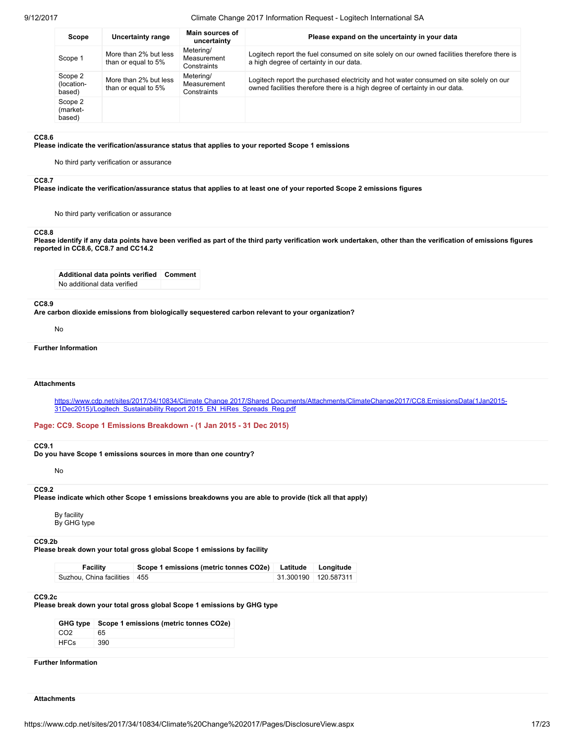| Scope | Uncertainty range | Main sources of uncertainty | Please expand on the uncertainty in your data |
|---|---|---|---|
| Scope 1 | More than 2% but less than or equal to 5% | Metering/ Measurement Constraints | Logitech report the fuel consumed on site solely on our owned facilities therefore there is a high degree of certainty in our data. |
| Scope 2 (location-based) | More than 2% but less than or equal to 5% | Metering/ Measurement Constraints | Logitech report the purchased electricity and hot water consumed on site solely on our owned facilities therefore there is a high degree of certainty in our data. |
| Scope 2 (market-based) | | | |

**CC8.6**
**Please indicate the verification/assurance status that applies to your reported Scope 1 emissions**

No third party verification or assurance

**CC8.7**
**Please indicate the verification/assurance status that applies to at least one of your reported Scope 2 emissions figures**

No third party verification or assurance

**CC8.8**
**Please identify if any data points have been verified as part of the third party verification work undertaken, other than the verification of emissions figures reported in CC8.6, CC8.7 and CC14.2**

| Additional data points verified | Comment |
|---|---|
| No additional data verified | |

**CC8.9**
**Are carbon dioxide emissions from biologically sequestered carbon relevant to your organization?**

No

**Further Information**

**Attachments**

https://www.cdp.net/sites/2017/34/10834/Climate Change 2017/Shared Documents/Attachments/ClimateChange2017/CC8.EmissionsData(1Jan2015-31Dec2015)/Logitech_Sustainability Report 2015_EN_HiRes_Spreads_Reg.pdf

## Page: CC9. Scope 1 Emissions Breakdown - (1 Jan 2015 - 31 Dec 2015)

**CC9.1**
**Do you have Scope 1 emissions sources in more than one country?**

No

**CC9.2**
**Please indicate which other Scope 1 emissions breakdowns you are able to provide (tick all that apply)**

By facility
By GHG type

**CC9.2b**
**Please break down your total gross global Scope 1 emissions by facility**

| Facility | Scope 1 emissions (metric tonnes CO2e) | Latitude | Longitude |
|---|---|---|---|
| Suzhou, China facilities | 455 | 31.300190 | 120.587311 |

**CC9.2c**
**Please break down your total gross global Scope 1 emissions by GHG type**

| GHG type | Scope 1 emissions (metric tonnes CO2e) |
|---|---|
| CO2 | 65 |
| HFCs | 390 |

**Further Information**

**Attachments**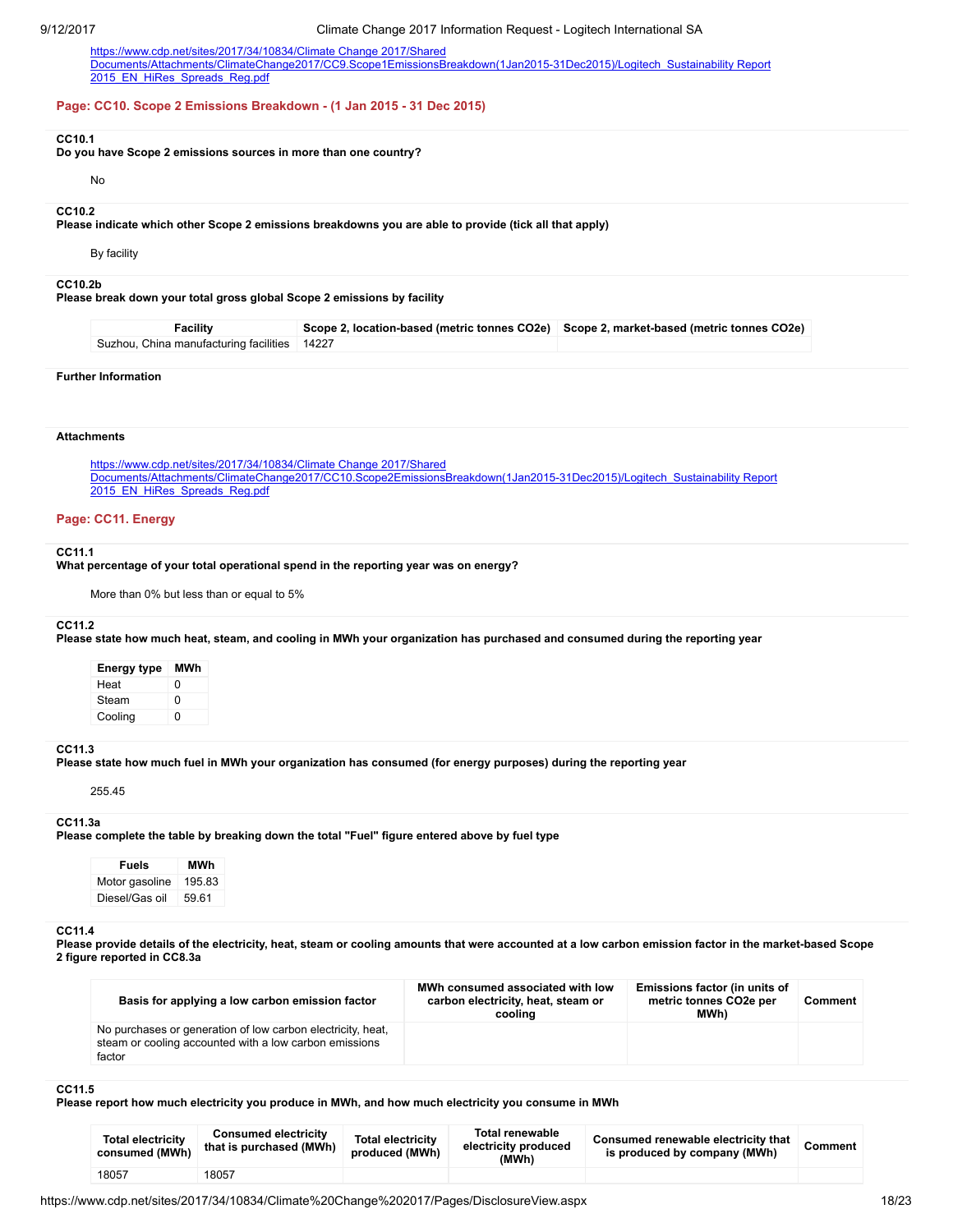https://www.cdp.net/sites/2017/34/10834/Climate Change 2017/Shared Documents/Attachments/ClimateChange2017/CC9.Scope1EmissionsBreakdown(1Jan2015-31Dec2015)/Logitech_Sustainability Report 2015_EN_HiRes_Spreads_Reg.pdf

## Page: CC10. Scope 2 Emissions Breakdown - (1 Jan 2015 - 31 Dec 2015)

**CC10.1**
**Do you have Scope 2 emissions sources in more than one country?**

No

**CC10.2**
**Please indicate which other Scope 2 emissions breakdowns you are able to provide (tick all that apply)**

By facility

**CC10.2b**
**Please break down your total gross global Scope 2 emissions by facility**

| Facility | Scope 2, location-based (metric tonnes CO2e) | Scope 2, market-based (metric tonnes CO2e) |
|---|---|---|
| Suzhou, China manufacturing facilities | 14227 | |

**Further Information**

**Attachments**

https://www.cdp.net/sites/2017/34/10834/Climate Change 2017/Shared Documents/Attachments/ClimateChange2017/CC10.Scope2EmissionsBreakdown(1Jan2015-31Dec2015)/Logitech_Sustainability Report 2015_EN_HiRes_Spreads_Reg.pdf

## Page: CC11. Energy

**CC11.1**
**What percentage of your total operational spend in the reporting year was on energy?**

More than 0% but less than or equal to 5%

**CC11.2**
**Please state how much heat, steam, and cooling in MWh your organization has purchased and consumed during the reporting year**

| Energy type | MWh |
|---|---|
| Heat | 0 |
| Steam | 0 |
| Cooling | 0 |

**CC11.3**
**Please state how much fuel in MWh your organization has consumed (for energy purposes) during the reporting year**

255.45

**CC11.3a**
**Please complete the table by breaking down the total "Fuel" figure entered above by fuel type**

| Fuels | MWh |
|---|---|
| Motor gasoline | 195.83 |
| Diesel/Gas oil | 59.61 |

**CC11.4**
**Please provide details of the electricity, heat, steam or cooling amounts that were accounted at a low carbon emission factor in the market-based Scope 2 figure reported in CC8.3a**

| Basis for applying a low carbon emission factor | MWh consumed associated with low carbon electricity, heat, steam or cooling | Emissions factor (in units of metric tonnes CO2e per MWh) | Comment |
|---|---|---|---|
| No purchases or generation of low carbon electricity, heat, steam or cooling accounted with a low carbon emissions factor | | | |

**CC11.5**
**Please report how much electricity you produce in MWh, and how much electricity you consume in MWh**

| Total electricity consumed (MWh) | Consumed electricity that is purchased (MWh) | Total electricity produced (MWh) | Total renewable electricity produced (MWh) | Consumed renewable electricity that is produced by company (MWh) | Comment |
|---|---|---|---|---|---|
| 18057 | 18057 | | | | |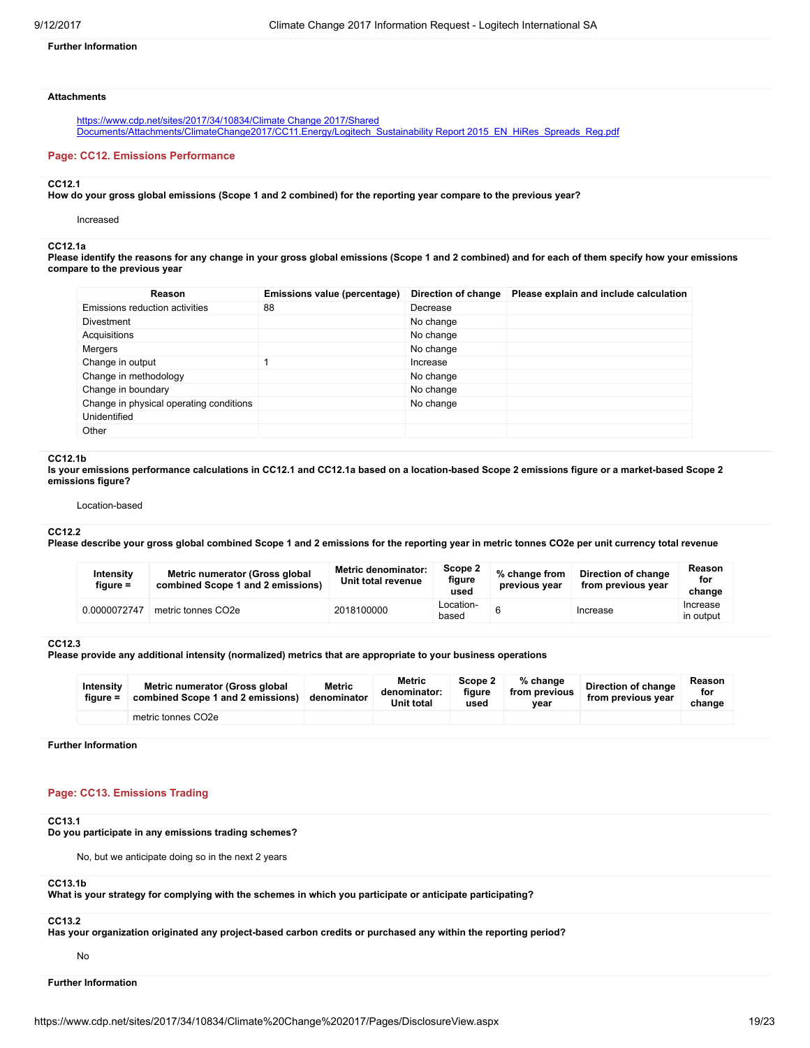**Further Information**

**Attachments**

https://www.cdp.net/sites/2017/34/10834/Climate Change 2017/Shared Documents/Attachments/ClimateChange2017/CC11.Energy/Logitech_Sustainability Report 2015_EN_HiRes_Spreads_Reg.pdf

## Page: CC12. Emissions Performance

**CC12.1**
**How do your gross global emissions (Scope 1 and 2 combined) for the reporting year compare to the previous year?**

Increased

**CC12.1a**
**Please identify the reasons for any change in your gross global emissions (Scope 1 and 2 combined) and for each of them specify how your emissions compare to the previous year**

| Reason | Emissions value (percentage) | Direction of change | Please explain and include calculation |
|---|---|---|---|
| Emissions reduction activities | 88 | Decrease | |
| Divestment | | No change | |
| Acquisitions | | No change | |
| Mergers | | No change | |
| Change in output | 1 | Increase | |
| Change in methodology | | No change | |
| Change in boundary | | No change | |
| Change in physical operating conditions | | No change | |
| Unidentified | | | |
| Other | | | |

**CC12.1b**
**Is your emissions performance calculations in CC12.1 and CC12.1a based on a location-based Scope 2 emissions figure or a market-based Scope 2 emissions figure?**

Location-based

**CC12.2**
**Please describe your gross global combined Scope 1 and 2 emissions for the reporting year in metric tonnes CO2e per unit currency total revenue**

| Intensity figure = | Metric numerator (Gross global combined Scope 1 and 2 emissions) | Metric denominator: Unit total revenue | Scope 2 figure used | % change from previous year | Direction of change from previous year | Reason for change |
|---|---|---|---|---|---|---|
| 0.0000072747 | metric tonnes CO2e | 2018100000 | Location-based | 6 | Increase | Increase in output |

**CC12.3**
**Please provide any additional intensity (normalized) metrics that are appropriate to your business operations**

| Intensity figure = | Metric numerator (Gross global combined Scope 1 and 2 emissions) | Metric denominator | Metric denominator: Unit total | Scope 2 figure used | % change from previous year | Direction of change from previous year | Reason for change |
|---|---|---|---|---|---|---|---|
| | metric tonnes CO2e | | | | | | |

**Further Information**

## Page: CC13. Emissions Trading

**CC13.1**
**Do you participate in any emissions trading schemes?**

No, but we anticipate doing so in the next 2 years

**CC13.1b**
**What is your strategy for complying with the schemes in which you participate or anticipate participating?**

**CC13.2**
**Has your organization originated any project-based carbon credits or purchased any within the reporting period?**

No

**Further Information**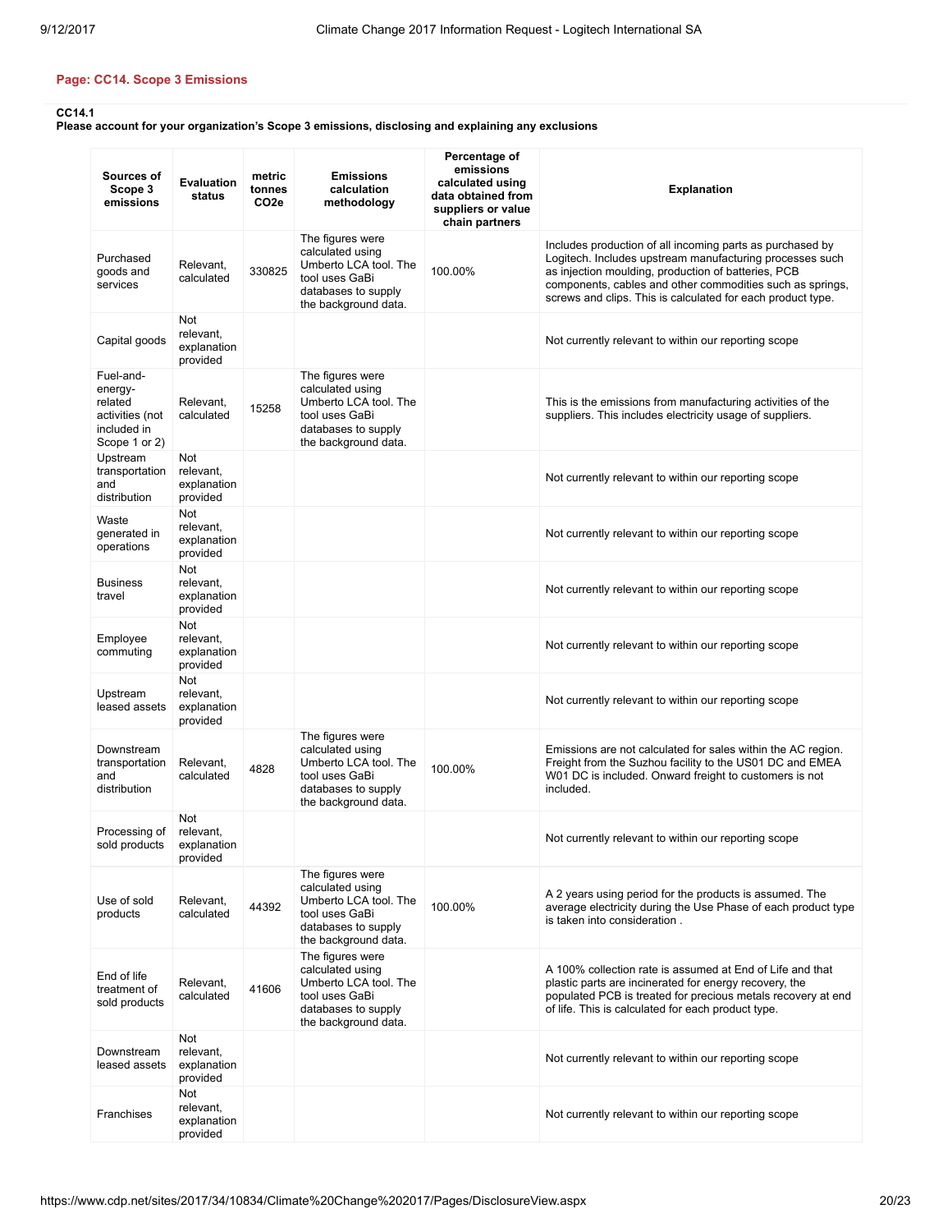**Page: CC14. Scope 3 Emissions**

**CC14.1**
**Please account for your organization's Scope 3 emissions, disclosing and explaining any exclusions**

| Sources of Scope 3 emissions | Evaluation status | metric tonnes CO2e | Emissions calculation methodology | Percentage of emissions calculated using data obtained from suppliers or value chain partners | Explanation |
|---|---|---|---|---|---|
| Purchased goods and services | Relevant, calculated | 330825 | The figures were calculated using Umberto LCA tool. The tool uses GaBi databases to supply the background data. | 100.00% | Includes production of all incoming parts as purchased by Logitech. Includes upstream manufacturing processes such as injection moulding, production of batteries, PCB components, cables and other commodities such as springs, screws and clips. This is calculated for each product type. |
| Capital goods | Not relevant, explanation provided | | | | Not currently relevant to within our reporting scope |
| Fuel-and-energy-related activities (not included in Scope 1 or 2) | Relevant, calculated | 15258 | The figures were calculated using Umberto LCA tool. The tool uses GaBi databases to supply the background data. | | This is the emissions from manufacturing activities of the suppliers. This includes electricity usage of suppliers. |
| Upstream transportation and distribution | Not relevant, explanation provided | | | | Not currently relevant to within our reporting scope |
| Waste generated in operations | Not relevant, explanation provided | | | | Not currently relevant to within our reporting scope |
| Business travel | Not relevant, explanation provided | | | | Not currently relevant to within our reporting scope |
| Employee commuting | Not relevant, explanation provided | | | | Not currently relevant to within our reporting scope |
| Upstream leased assets | Not relevant, explanation provided | | | | Not currently relevant to within our reporting scope |
| Downstream transportation and distribution | Relevant, calculated | 4828 | The figures were calculated using Umberto LCA tool. The tool uses GaBi databases to supply the background data. | 100.00% | Emissions are not calculated for sales within the AC region. Freight from the Suzhou facility to the US01 DC and EMEA W01 DC is included. Onward freight to customers is not included. |
| Processing of sold products | Not relevant, explanation provided | | | | Not currently relevant to within our reporting scope |
| Use of sold products | Relevant, calculated | 44392 | The figures were calculated using Umberto LCA tool. The tool uses GaBi databases to supply the background data. | 100.00% | A 2 years using period for the products is assumed. The average electricity during the Use Phase of each product type is taken into consideration . |
| End of life treatment of sold products | Relevant, calculated | 41606 | The figures were calculated using Umberto LCA tool. The tool uses GaBi databases to supply the background data. | | A 100% collection rate is assumed at End of Life and that plastic parts are incinerated for energy recovery, the populated PCB is treated for precious metals recovery at end of life. This is calculated for each product type. |
| Downstream leased assets | Not relevant, explanation provided | | | | Not currently relevant to within our reporting scope |
| Franchises | Not relevant, explanation provided | | | | Not currently relevant to within our reporting scope |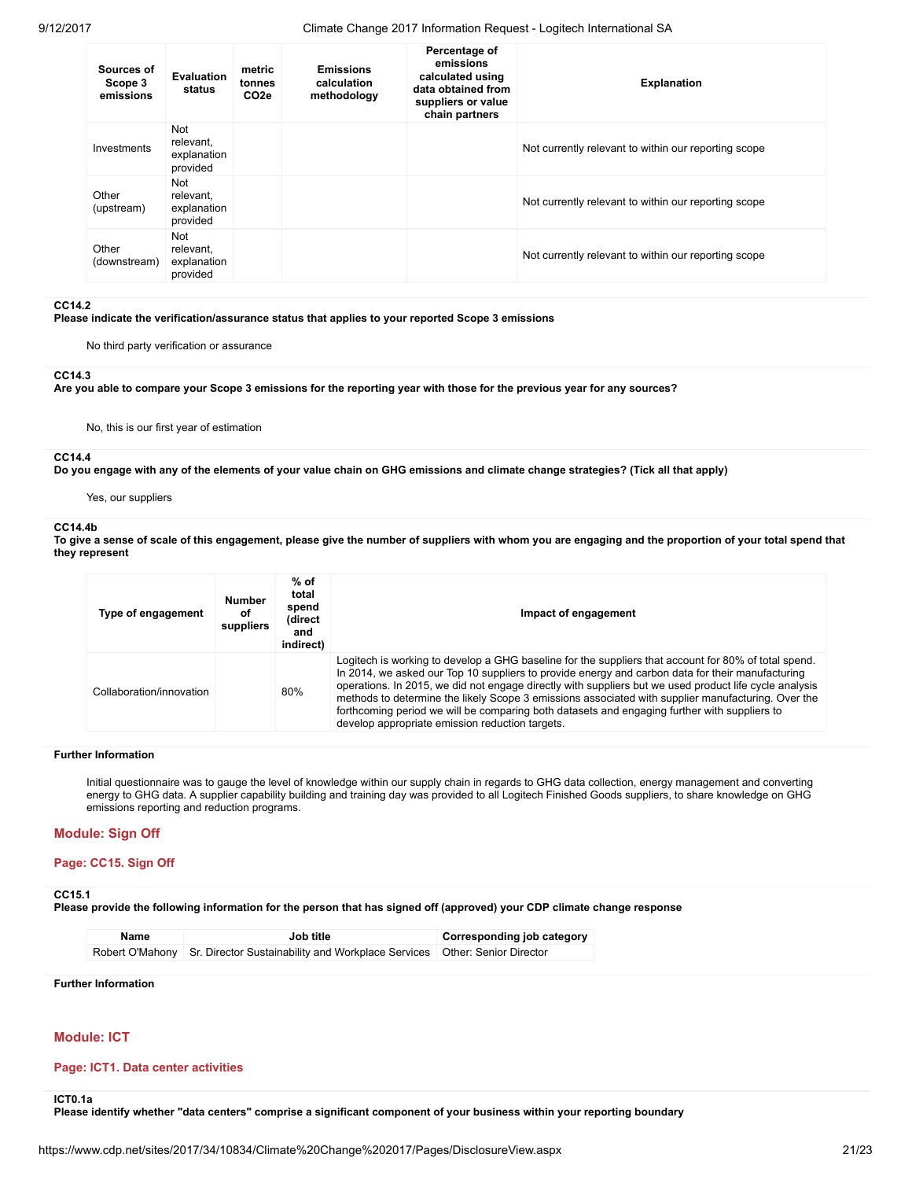| Sources of Scope 3 emissions | Evaluation status | metric tonnes CO2e | Emissions calculation methodology | Percentage of emissions calculated using data obtained from suppliers or value chain partners | Explanation |
|---|---|---|---|---|---|
| Investments | Not relevant, explanation provided | | | | Not currently relevant to within our reporting scope |
| Other (upstream) | Not relevant, explanation provided | | | | Not currently relevant to within our reporting scope |
| Other (downstream) | Not relevant, explanation provided | | | | Not currently relevant to within our reporting scope |

**CC14.2**
**Please indicate the verification/assurance status that applies to your reported Scope 3 emissions**

No third party verification or assurance

**CC14.3**
**Are you able to compare your Scope 3 emissions for the reporting year with those for the previous year for any sources?**

No, this is our first year of estimation

**CC14.4**
**Do you engage with any of the elements of your value chain on GHG emissions and climate change strategies? (Tick all that apply)**

Yes, our suppliers

**CC14.4b**
**To give a sense of scale of this engagement, please give the number of suppliers with whom you are engaging and the proportion of your total spend that they represent**

| Type of engagement | Number of suppliers | % of total spend (direct and indirect) | Impact of engagement |
|---|---|---|---|
| Collaboration/innovation | | 80% | Logitech is working to develop a GHG baseline for the suppliers that account for 80% of total spend. In 2014, we asked our Top 10 suppliers to provide energy and carbon data for their manufacturing operations. In 2015, we did not engage directly with suppliers but we used product life cycle analysis methods to determine the likely Scope 3 emissions associated with supplier manufacturing. Over the forthcoming period we will be comparing both datasets and engaging further with suppliers to develop appropriate emission reduction targets. |

**Further Information**

Initial questionnaire was to gauge the level of knowledge within our supply chain in regards to GHG data collection, energy management and converting energy to GHG data. A supplier capability building and training day was provided to all Logitech Finished Goods suppliers, to share knowledge on GHG emissions reporting and reduction programs.

## Module: Sign Off

### Page: CC15. Sign Off

**CC15.1**
**Please provide the following information for the person that has signed off (approved) your CDP climate change response**

| Name | Job title | Corresponding job category |
|---|---|---|
| Robert O'Mahony | Sr. Director Sustainability and Workplace Services | Other: Senior Director |

**Further Information**

## Module: ICT

### Page: ICT1. Data center activities

**ICT0.1a**
**Please identify whether "data centers" comprise a significant component of your business within your reporting boundary**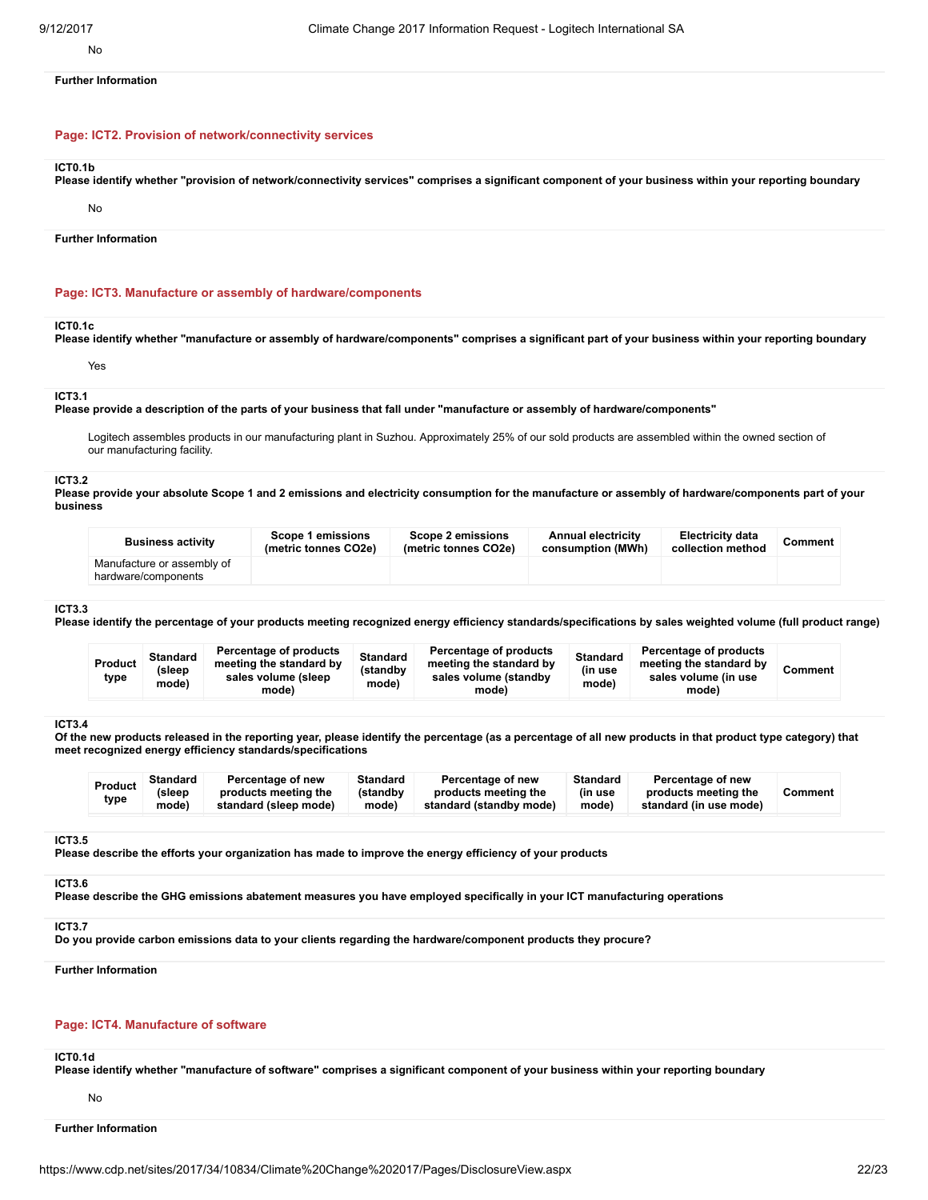No

**Further Information**

## Page: ICT2. Provision of network/connectivity services

**ICT0.1b**
**Please identify whether "provision of network/connectivity services" comprises a significant component of your business within your reporting boundary**

No

**Further Information**

## Page: ICT3. Manufacture or assembly of hardware/components

**ICT0.1c**
**Please identify whether "manufacture or assembly of hardware/components" comprises a significant part of your business within your reporting boundary**

Yes

**ICT3.1**
**Please provide a description of the parts of your business that fall under "manufacture or assembly of hardware/components"**

Logitech assembles products in our manufacturing plant in Suzhou. Approximately 25% of our sold products are assembled within the owned section of our manufacturing facility.

**ICT3.2**
**Please provide your absolute Scope 1 and 2 emissions and electricity consumption for the manufacture or assembly of hardware/components part of your business**

| Business activity | Scope 1 emissions (metric tonnes CO2e) | Scope 2 emissions (metric tonnes CO2e) | Annual electricity consumption (MWh) | Electricity data collection method | Comment |
|---|---|---|---|---|---|
| Manufacture or assembly of hardware/components | | | | | |

**ICT3.3**
**Please identify the percentage of your products meeting recognized energy efficiency standards/specifications by sales weighted volume (full product range)**

| Product type | Standard (sleep mode) | Percentage of products meeting the standard by sales volume (sleep mode) | Standard (standby mode) | Percentage of products meeting the standard by sales volume (standby mode) | Standard (in use mode) | Percentage of products meeting the standard by sales volume (in use mode) | Comment |
|---|---|---|---|---|---|---|---|

**ICT3.4**
**Of the new products released in the reporting year, please identify the percentage (as a percentage of all new products in that product type category) that meet recognized energy efficiency standards/specifications**

| Product type | Standard (sleep mode) | Percentage of new products meeting the standard (sleep mode) | Standard (standby mode) | Percentage of new products meeting the standard (standby mode) | Standard (in use mode) | Percentage of new products meeting the standard (in use mode) | Comment |
|---|---|---|---|---|---|---|---|

**ICT3.5**
**Please describe the efforts your organization has made to improve the energy efficiency of your products**

**ICT3.6**
**Please describe the GHG emissions abatement measures you have employed specifically in your ICT manufacturing operations**

**ICT3.7**
**Do you provide carbon emissions data to your clients regarding the hardware/component products they procure?**

**Further Information**

## Page: ICT4. Manufacture of software

**ICT0.1d**
**Please identify whether "manufacture of software" comprises a significant component of your business within your reporting boundary**

No

**Further Information**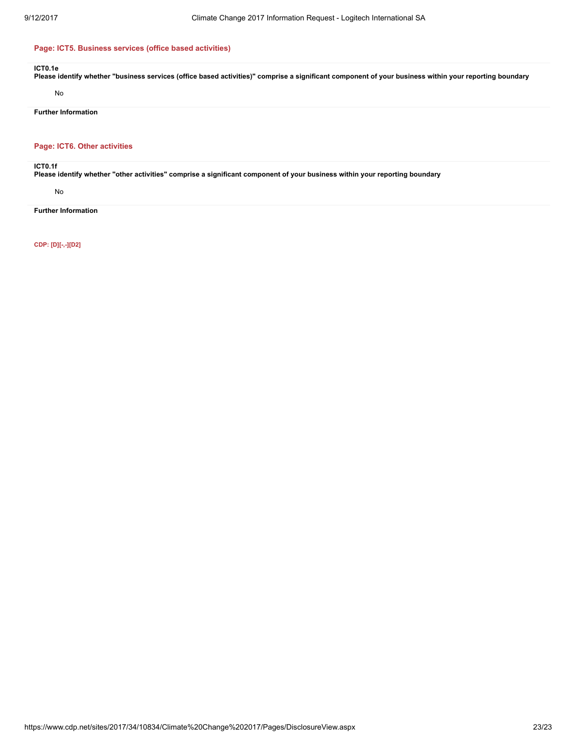## Page: ICT5. Business services (office based activities)

**ICT0.1e**
**Please identify whether "business services (office based activities)" comprise a significant component of your business within your reporting boundary**

No

**Further Information**

## Page: ICT6. Other activities

**ICT0.1f**
**Please identify whether "other activities" comprise a significant component of your business within your reporting boundary**

No

**Further Information**

CDP: [D][-,-][D2]